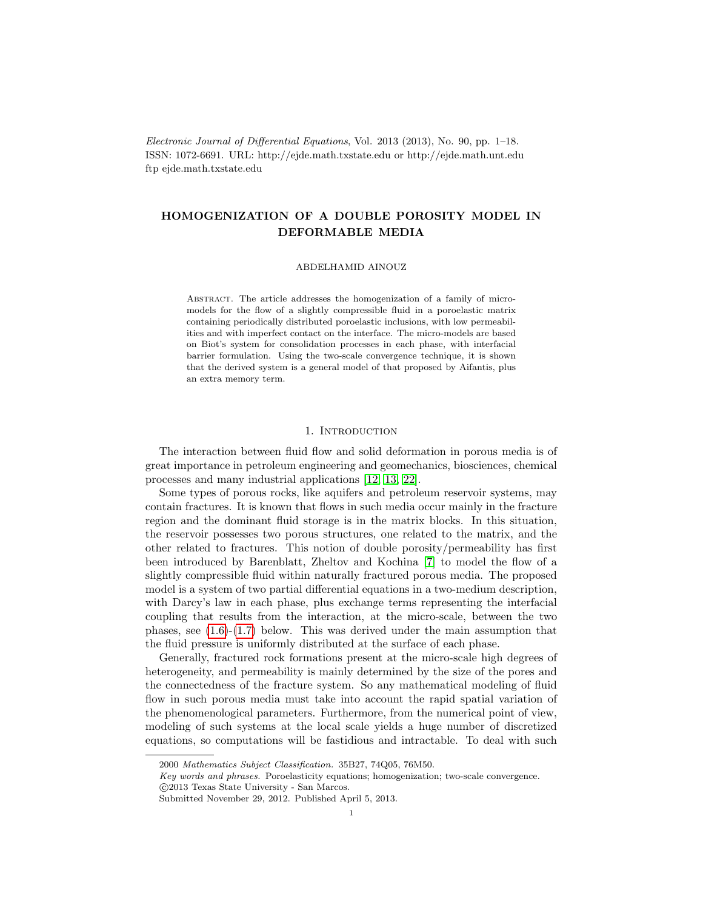# HOMOGENIZATION OF A DOUBLE POROSITY MODEL IN DEFORMABLE MEDIA

ABDELHAMID AINOUZ

Abstract. The article addresses the homogenization of a family of micro-models for the flow of a slightly compressible fluid in a poroelastic matrix containing periodically distributed poroelastic inclusions, with low permeabilities and with imperfect contact on the interface. The micro-models are based on Biot's system for consolidation processes in each phase, with interfacial barrier formulation. Using the two-scale convergence technique, it is shown that the derived system is a general model of that proposed by Aifantis, plus an extra memory term.

## 1. Introduction

The interaction between fluid flow and solid deformation in porous media is of great importance in petroleum engineering and geomechanics, biosciences, chemical processes and many industrial applications [12, 13, 22].

Some types of porous rocks, like aquifers and petroleum reservoir systems, may contain fractures. It is known that flows in such media occur mainly in the fracture region and the dominant fluid storage is in the matrix blocks. In this situation, the reservoir possesses two porous structures, one related to the matrix, and the other related to fractures. This notion of double porosity/permeability has first been introduced by Barenblatt, Zheltov and Kochina [7] to model the flow of a slightly compressible fluid within naturally fractured porous media. The proposed model is a system of two partial differential equations in a two-medium description, with Darcy's law in each phase, plus exchange terms representing the interfacial coupling that results from the interaction, at the micro-scale, between the two phases, see (1.6)-(1.7) below. This was derived under the main assumption that the fluid pressure is uniformly distributed at the surface of each phase.

Generally, fractured rock formations present at the micro-scale high degrees of heterogeneity, and permeability is mainly determined by the size of the pores and the connectedness of the fracture system. So any mathematical modeling of fluid flow in such porous media must take into account the rapid spatial variation of the phenomenological parameters. Furthermore, from the numerical point of view, modeling of such systems at the local scale yields a huge number of discretized equations, so computations will be fastidious and intractable. To deal with such

2000 *Mathematics Subject Classification.* 35B27, 74Q05, 76M50.

*Key words and phrases.* Poroelasticity equations; homogenization; two-scale convergence.

©2013 Texas State University - San Marcos.

Submitted November 29, 2012. Published April 5, 2013.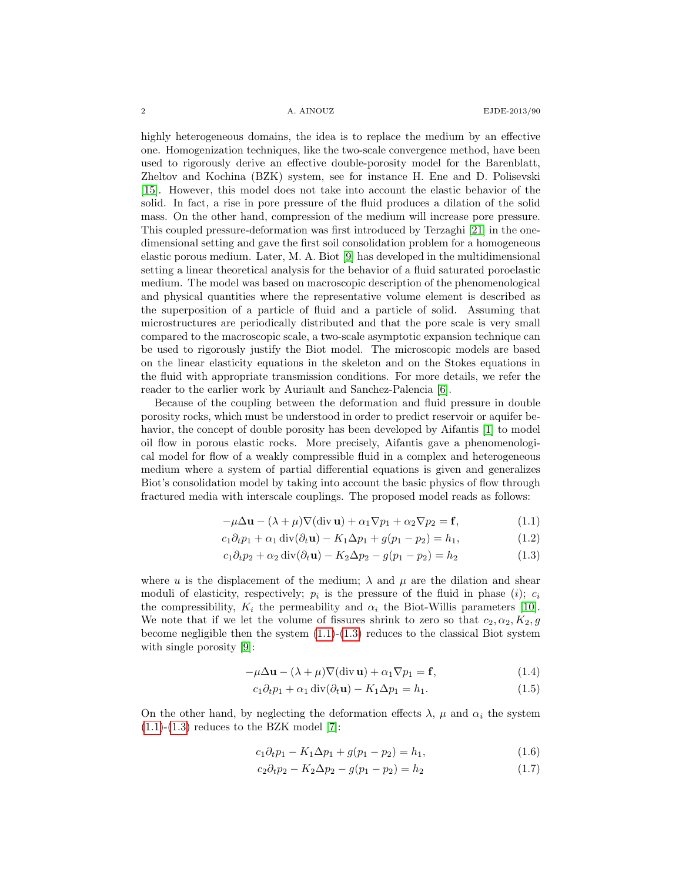highly heterogeneous domains, the idea is to replace the medium by an effective one. Homogenization techniques, like the two-scale convergence method, have been used to rigorously derive an effective double-porosity model for the Barenblatt, Zheltov and Kochina (BZK) system, see for instance H. Ene and D. Polisevski [15]. However, this model does not take into account the elastic behavior of the solid. In fact, a rise in pore pressure of the fluid produces a dilation of the solid mass. On the other hand, compression of the medium will increase pore pressure. This coupled pressure-deformation was first introduced by Terzaghi [21] in the one-dimensional setting and gave the first soil consolidation problem for a homogeneous elastic porous medium. Later, M. A. Biot [9] has developed in the multidimensional setting a linear theoretical analysis for the behavior of a fluid saturated poroelastic medium. The model was based on macroscopic description of the phenomenological and physical quantities where the representative volume element is described as the superposition of a particle of fluid and a particle of solid. Assuming that microstructures are periodically distributed and that the pore scale is very small compared to the macroscopic scale, a two-scale asymptotic expansion technique can be used to rigorously justify the Biot model. The microscopic models are based on the linear elasticity equations in the skeleton and on the Stokes equations in the fluid with appropriate transmission conditions. For more details, we refer the reader to the earlier work by Auriault and Sanchez-Palencia [6].

Because of the coupling between the deformation and fluid pressure in double porosity rocks, which must be understood in order to predict reservoir or aquifer behavior, the concept of double porosity has been developed by Aifantis [1] to model oil flow in porous elastic rocks. More precisely, Aifantis gave a phenomenological model for flow of a weakly compressible fluid in a complex and heterogeneous medium where a system of partial differential equations is given and generalizes Biot's consolidation model by taking into account the basic physics of flow through fractured media with interscale couplings. The proposed model reads as follows:

$$-\mu\Delta\mathbf{u} - (\lambda+\mu)\nabla(\operatorname{div}\mathbf{u}) + \alpha_1\nabla p_1 + \alpha_2\nabla p_2 = \mathbf{f}, \tag{1.1}$$

$$c_1\partial_t p_1 + \alpha_1\operatorname{div}(\partial_t\mathbf{u}) - K_1\Delta p_1 + g(p_1 - p_2) = h_1, \tag{1.2}$$

$$c_1\partial_t p_2 + \alpha_2\operatorname{div}(\partial_t\mathbf{u}) - K_2\Delta p_2 - g(p_1 - p_2) = h_2 \tag{1.3}$$

where $u$ is the displacement of the medium; $\lambda$ and $\mu$ are the dilation and shear moduli of elasticity, respectively; $p_i$ is the pressure of the fluid in phase $(i)$; $c_i$ the compressibility, $K_i$ the permeability and $\alpha_i$ the Biot-Willis parameters [10]. We note that if we let the volume of fissures shrink to zero so that $c_2, \alpha_2, K_2, g$ become negligible then the system (1.1)-(1.3) reduces to the classical Biot system with single porosity [9]:

$$-\mu\Delta\mathbf{u} - (\lambda+\mu)\nabla(\operatorname{div}\mathbf{u}) + \alpha_1\nabla p_1 = \mathbf{f}, \tag{1.4}$$

$$c_1\partial_t p_1 + \alpha_1\operatorname{div}(\partial_t\mathbf{u}) - K_1\Delta p_1 = h_1. \tag{1.5}$$

On the other hand, by neglecting the deformation effects $\lambda$, $\mu$ and $\alpha_i$ the system (1.1)-(1.3) reduces to the BZK model [7]:

$$c_1\partial_t p_1 - K_1\Delta p_1 + g(p_1 - p_2) = h_1, \tag{1.6}$$

$$c_2\partial_t p_2 - K_2\Delta p_2 - g(p_1 - p_2) = h_2 \tag{1.7}$$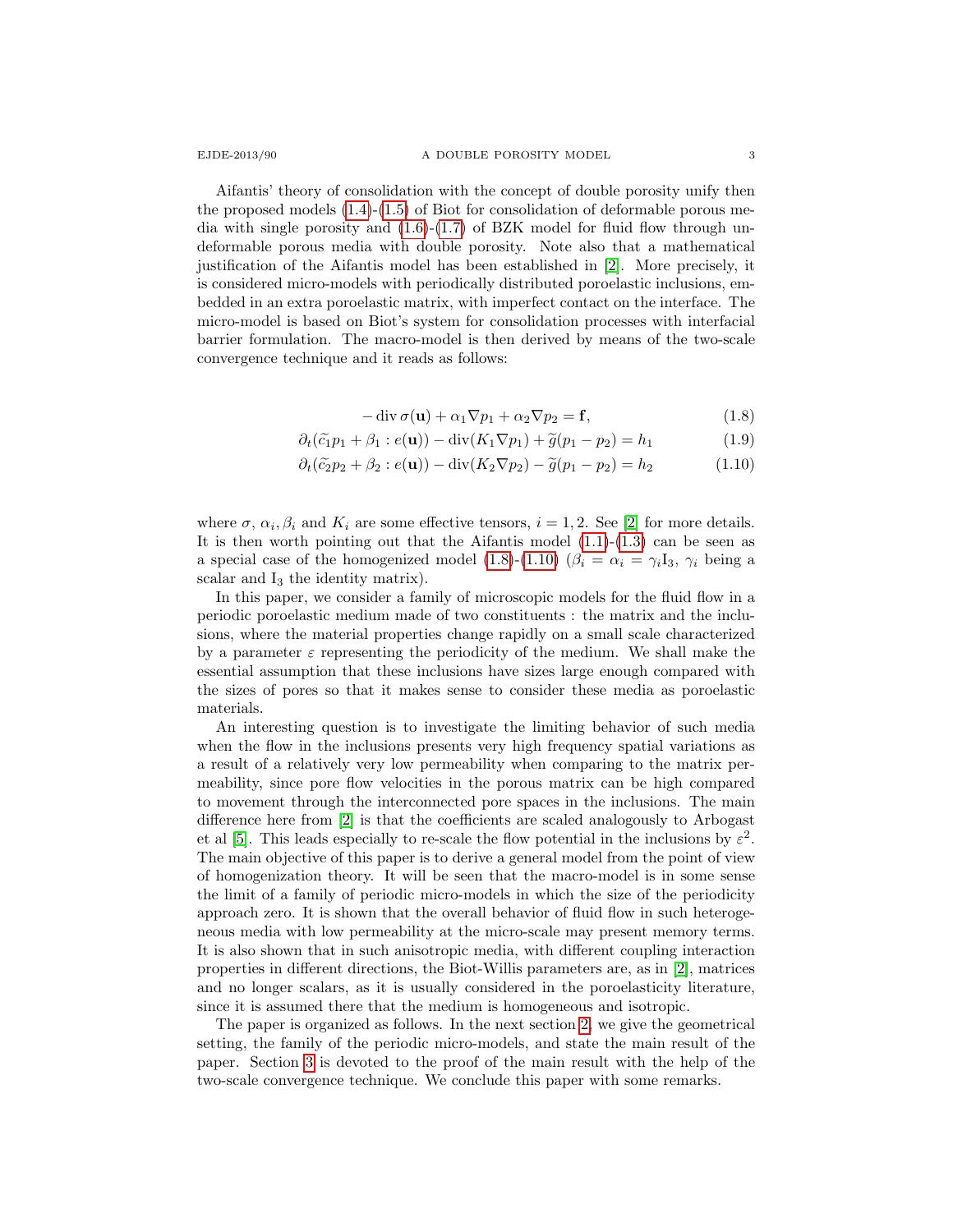Aifantis' theory of consolidation with the concept of double porosity unify then the proposed models (1.4)-(1.5) of Biot for consolidation of deformable porous media with single porosity and (1.6)-(1.7) of BZK model for fluid flow through undeformable porous media with double porosity. Note also that a mathematical justification of the Aifantis model has been established in [2]. More precisely, it is considered micro-models with periodically distributed poroelastic inclusions, embedded in an extra poroelastic matrix, with imperfect contact on the interface. The micro-model is based on Biot's system for consolidation processes with interfacial barrier formulation. The macro-model is then derived by means of the two-scale convergence technique and it reads as follows:

$$-\operatorname{div} \sigma(\mathbf{u}) + \alpha_1 \nabla p_1 + \alpha_2 \nabla p_2 = \mathbf{f}, \tag{1.8}$$

$$\partial_t(\widetilde{c}_1 p_1 + \beta_1 : e(\mathbf{u})) - \operatorname{div}(K_1 \nabla p_1) + \widetilde{g}(p_1 - p_2) = h_1 \tag{1.9}$$

$$\partial_t(\widetilde{c}_2 p_2 + \beta_2 : e(\mathbf{u})) - \operatorname{div}(K_2 \nabla p_2) - \widetilde{g}(p_1 - p_2) = h_2 \tag{1.10}$$

where $\sigma$, $\alpha_i, \beta_i$ and $K_i$ are some effective tensors, $i = 1, 2$. See [2] for more details. It is then worth pointing out that the Aifantis model (1.1)-(1.3) can be seen as a special case of the homogenized model (1.8)-(1.10) ($\beta_i = \alpha_i = \gamma_i \mathrm{I}_3$, $\gamma_i$ being a scalar and $\mathrm{I}_3$ the identity matrix).

In this paper, we consider a family of microscopic models for the fluid flow in a periodic poroelastic medium made of two constituents : the matrix and the inclusions, where the material properties change rapidly on a small scale characterized by a parameter $\varepsilon$ representing the periodicity of the medium. We shall make the essential assumption that these inclusions have sizes large enough compared with the sizes of pores so that it makes sense to consider these media as poroelastic materials.

An interesting question is to investigate the limiting behavior of such media when the flow in the inclusions presents very high frequency spatial variations as a result of a relatively very low permeability when comparing to the matrix permeability, since pore flow velocities in the porous matrix can be high compared to movement through the interconnected pore spaces in the inclusions. The main difference here from [2] is that the coefficients are scaled analogously to Arbogast et al [5]. This leads especially to re-scale the flow potential in the inclusions by $\varepsilon^2$. The main objective of this paper is to derive a general model from the point of view of homogenization theory. It will be seen that the macro-model is in some sense the limit of a family of periodic micro-models in which the size of the periodicity approach zero. It is shown that the overall behavior of fluid flow in such heterogeneous media with low permeability at the micro-scale may present memory terms. It is also shown that in such anisotropic media, with different coupling interaction properties in different directions, the Biot-Willis parameters are, as in [2], matrices and no longer scalars, as it is usually considered in the poroelasticity literature, since it is assumed there that the medium is homogeneous and isotropic.

The paper is organized as follows. In the next section 2, we give the geometrical setting, the family of the periodic micro-models, and state the main result of the paper. Section 3 is devoted to the proof of the main result with the help of the two-scale convergence technique. We conclude this paper with some remarks.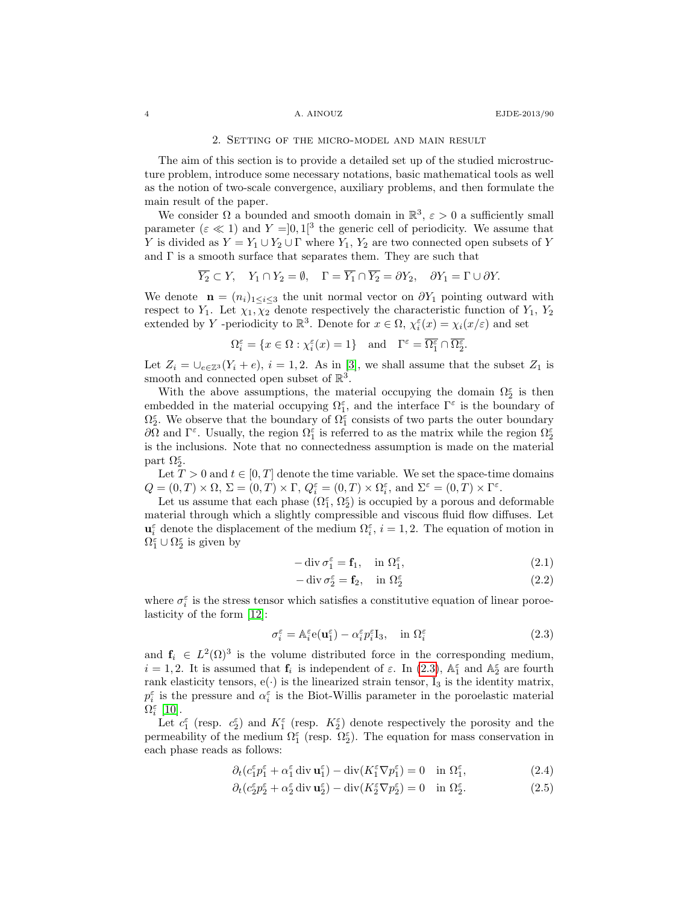## 2. Setting of the micro-model and main result

The aim of this section is to provide a detailed set up of the studied microstructure problem, introduce some necessary notations, basic mathematical tools as well as the notion of two-scale convergence, auxiliary problems, and then formulate the main result of the paper.

We consider $\Omega$ a bounded and smooth domain in $\mathbb{R}^3$, $\varepsilon > 0$ a sufficiently small parameter ($\varepsilon \ll 1$) and $Y = ]0,1[^3$ the generic cell of periodicity. We assume that $Y$ is divided as $Y = Y_1 \cup Y_2 \cup \Gamma$ where $Y_1$, $Y_2$ are two connected open subsets of $Y$ and $\Gamma$ is a smooth surface that separates them. They are such that

$$\overline{Y_2} \subset Y, \quad Y_1 \cap Y_2 = \emptyset, \quad \Gamma = \overline{Y_1} \cap \overline{Y_2} = \partial Y_2, \quad \partial Y_1 = \Gamma \cup \partial Y.$$

We denote $\mathbf{n} = (n_i)_{1 \le i \le 3}$ the unit normal vector on $\partial Y_1$ pointing outward with respect to $Y_1$. Let $\chi_1, \chi_2$ denote respectively the characteristic function of $Y_1$, $Y_2$ extended by $Y$ -periodicity to $\mathbb{R}^3$. Denote for $x \in \Omega$, $\chi_i^\varepsilon(x) = \chi_i(x/\varepsilon)$ and set

$$\Omega_i^\varepsilon = \{x \in \Omega : \chi_i^\varepsilon(x) = 1\} \quad \text{and} \quad \Gamma^\varepsilon = \overline{\Omega_1^\varepsilon} \cap \overline{\Omega_2^\varepsilon}.$$

Let $Z_i = \cup_{e \in \mathbb{Z}^3}(Y_i + e)$, $i = 1, 2$. As in [3], we shall assume that the subset $Z_1$ is smooth and connected open subset of $\mathbb{R}^3$.

With the above assumptions, the material occupying the domain $\Omega_2^\varepsilon$ is then embedded in the material occupying $\Omega_1^\varepsilon$, and the interface $\Gamma^\varepsilon$ is the boundary of $\Omega_2^\varepsilon$. We observe that the boundary of $\Omega_1^\varepsilon$ consists of two parts the outer boundary $\partial\Omega$ and $\Gamma^\varepsilon$. Usually, the region $\Omega_1^\varepsilon$ is referred to as the matrix while the region $\Omega_2^\varepsilon$ is the inclusions. Note that no connectedness assumption is made on the material part $\Omega_2^\varepsilon$.

Let $T > 0$ and $t \in [0, T]$ denote the time variable. We set the space-time domains $Q = (0,T) \times \Omega$, $\Sigma = (0,T) \times \Gamma$, $Q_i^\varepsilon = (0,T) \times \Omega_i^\varepsilon$, and $\Sigma^\varepsilon = (0,T) \times \Gamma^\varepsilon$.

Let us assume that each phase ($\Omega_1^\varepsilon$, $\Omega_2^\varepsilon$) is occupied by a porous and deformable material through which a slightly compressible and viscous fluid flow diffuses. Let $\mathbf{u}_i^\varepsilon$ denote the displacement of the medium $\Omega_i^\varepsilon$, $i = 1, 2$. The equation of motion in $\Omega_1^\varepsilon \cup \Omega_2^\varepsilon$ is given by

$$-\operatorname{div} \sigma_1^\varepsilon = \mathbf{f}_1, \quad \text{in } \Omega_1^\varepsilon, \tag{2.1}$$

$$-\operatorname{div} \sigma_2^\varepsilon = \mathbf{f}_2, \quad \text{in } \Omega_2^\varepsilon \tag{2.2}$$

where $\sigma_i^\varepsilon$ is the stress tensor which satisfies a constitutive equation of linear poroelasticity of the form [12]:

$$\sigma_i^\varepsilon = \mathbb{A}_i^\varepsilon \mathrm{e}(\mathbf{u}_1^\varepsilon) - \alpha_i^\varepsilon p_i^\varepsilon \mathrm{I}_3, \quad \text{in } \Omega_i^\varepsilon \tag{2.3}$$

and $\mathbf{f}_i \in L^2(\Omega)^3$ is the volume distributed force in the corresponding medium, $i = 1, 2$. It is assumed that $\mathbf{f}_i$ is independent of $\varepsilon$. In (2.3), $\mathbb{A}_1^\varepsilon$ and $\mathbb{A}_2^\varepsilon$ are fourth rank elasticity tensors, $\mathrm{e}(\cdot)$ is the linearized strain tensor, $\mathrm{I}_3$ is the identity matrix, $p_i^\varepsilon$ is the pressure and $\alpha_i^\varepsilon$ is the Biot-Willis parameter in the poroelastic material $\Omega_i^\varepsilon$ [10].

Let $c_1^\varepsilon$ (resp. $c_2^\varepsilon$) and $K_1^\varepsilon$ (resp. $K_2^\varepsilon$) denote respectively the porosity and the permeability of the medium $\Omega_1^\varepsilon$ (resp. $\Omega_2^\varepsilon$). The equation for mass conservation in each phase reads as follows:

$$\partial_t(c_1^\varepsilon p_1^\varepsilon + \alpha_1^\varepsilon \operatorname{div} \mathbf{u}_1^\varepsilon) - \operatorname{div}(K_1^\varepsilon \nabla p_1^\varepsilon) = 0 \quad \text{in } \Omega_1^\varepsilon, \tag{2.4}$$

$$\partial_t(c_2^\varepsilon p_2^\varepsilon + \alpha_2^\varepsilon \operatorname{div} \mathbf{u}_2^\varepsilon) - \operatorname{div}(K_2^\varepsilon \nabla p_2^\varepsilon) = 0 \quad \text{in } \Omega_2^\varepsilon. \tag{2.5}$$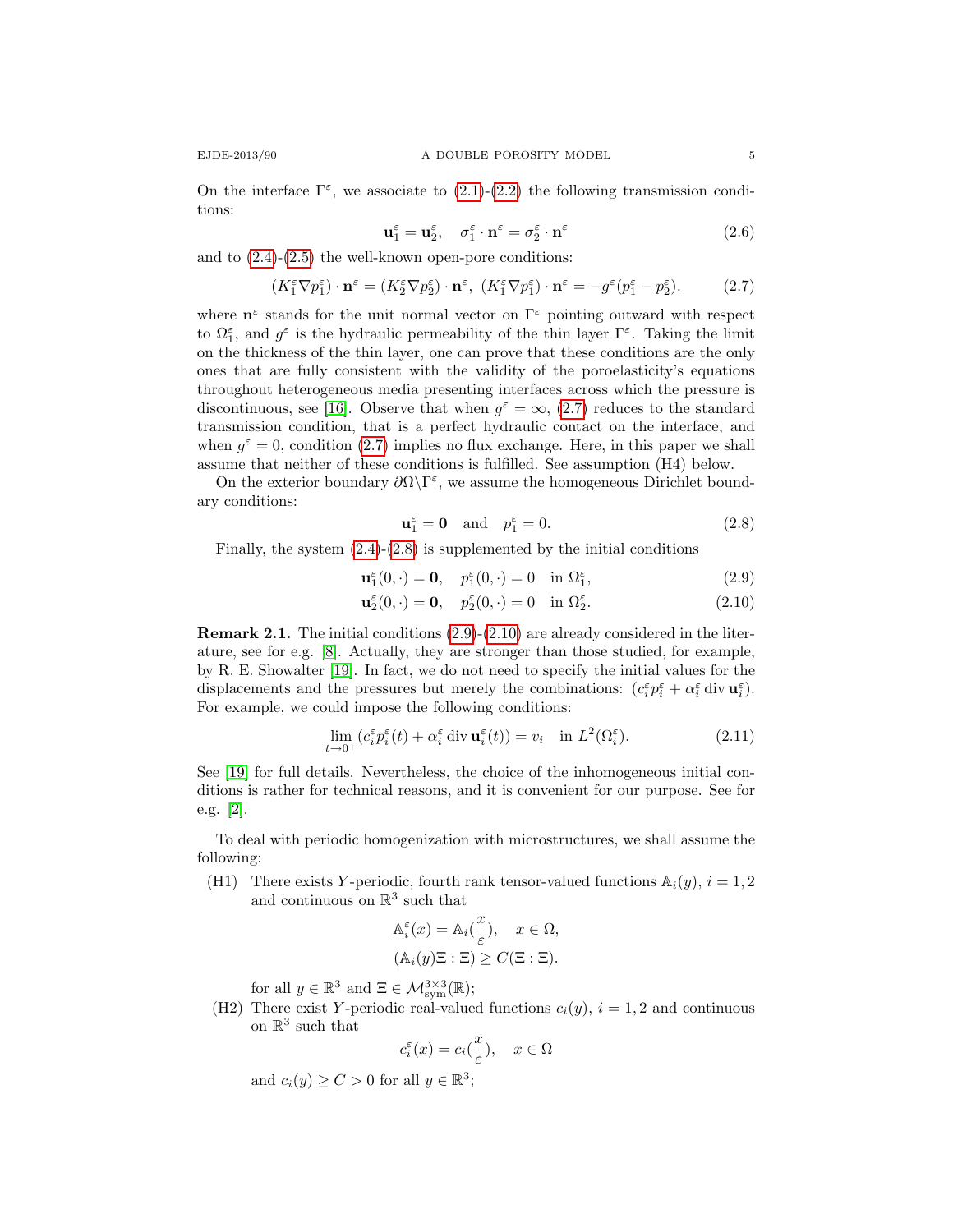On the interface $\Gamma^\varepsilon$, we associate to (2.1)-(2.2) the following transmission conditions:

$$\mathbf{u}_1^\varepsilon = \mathbf{u}_2^\varepsilon, \quad \sigma_1^\varepsilon \cdot \mathbf{n}^\varepsilon = \sigma_2^\varepsilon \cdot \mathbf{n}^\varepsilon \tag{2.6}$$

and to (2.4)-(2.5) the well-known open-pore conditions:

$$(K_1^\varepsilon \nabla p_1^\varepsilon) \cdot \mathbf{n}^\varepsilon = (K_2^\varepsilon \nabla p_2^\varepsilon) \cdot \mathbf{n}^\varepsilon, \ (K_1^\varepsilon \nabla p_1^\varepsilon) \cdot \mathbf{n}^\varepsilon = -g^\varepsilon (p_1^\varepsilon - p_2^\varepsilon). \tag{2.7}$$

where $\mathbf{n}^\varepsilon$ stands for the unit normal vector on $\Gamma^\varepsilon$ pointing outward with respect to $\Omega_1^\varepsilon$, and $g^\varepsilon$ is the hydraulic permeability of the thin layer $\Gamma^\varepsilon$. Taking the limit on the thickness of the thin layer, one can prove that these conditions are the only ones that are fully consistent with the validity of the poroelasticity's equations throughout heterogeneous media presenting interfaces across which the pressure is discontinuous, see [16]. Observe that when $g^\varepsilon = \infty$, (2.7) reduces to the standard transmission condition, that is a perfect hydraulic contact on the interface, and when $g^\varepsilon = 0$, condition (2.7) implies no flux exchange. Here, in this paper we shall assume that neither of these conditions is fulfilled. See assumption (H4) below.

On the exterior boundary $\partial\Omega \backslash \Gamma^\varepsilon$, we assume the homogeneous Dirichlet boundary conditions:

$$\mathbf{u}_1^\varepsilon = \mathbf{0} \quad \text{and} \quad p_1^\varepsilon = 0. \tag{2.8}$$

Finally, the system (2.4)-(2.8) is supplemented by the initial conditions

$$\mathbf{u}_1^\varepsilon(0, \cdot) = \mathbf{0}, \quad p_1^\varepsilon(0, \cdot) = 0 \quad \text{in } \Omega_1^\varepsilon, \tag{2.9}$$

$$\mathbf{u}_2^\varepsilon(0, \cdot) = \mathbf{0}, \quad p_2^\varepsilon(0, \cdot) = 0 \quad \text{in } \Omega_2^\varepsilon. \tag{2.10}$$

**Remark 2.1.** The initial conditions (2.9)-(2.10) are already considered in the literature, see for e.g. [8]. Actually, they are stronger than those studied, for example, by R. E. Showalter [19]. In fact, we do not need to specify the initial values for the displacements and the pressures but merely the combinations: $(c_i^\varepsilon p_i^\varepsilon + \alpha_i^\varepsilon \operatorname{div} \mathbf{u}_i^\varepsilon)$. For example, we could impose the following conditions:

$$\lim_{t \to 0^+} (c_i^\varepsilon p_i^\varepsilon(t) + \alpha_i^\varepsilon \operatorname{div} \mathbf{u}_i^\varepsilon(t)) = v_i \quad \text{in } L^2(\Omega_i^\varepsilon). \tag{2.11}$$

See [19] for full details. Nevertheless, the choice of the inhomogeneous initial conditions is rather for technical reasons, and it is convenient for our purpose. See for e.g. [2].

To deal with periodic homogenization with microstructures, we shall assume the following:

(H1) There exists $Y$-periodic, fourth rank tensor-valued functions $\mathbb{A}_i(y)$, $i = 1, 2$ and continuous on $\mathbb{R}^3$ such that

$$\mathbb{A}_i^\varepsilon(x) = \mathbb{A}_i(\frac{x}{\varepsilon}), \quad x \in \Omega,$$
$$(\mathbb{A}_i(y)\Xi : \Xi) \geq C(\Xi : \Xi).$$

for all $y \in \mathbb{R}^3$ and $\Xi \in \mathcal{M}_{\text{sym}}^{3\times 3}(\mathbb{R})$;

(H2) There exist $Y$-periodic real-valued functions $c_i(y)$, $i = 1, 2$ and continuous on $\mathbb{R}^3$ such that

$$c_i^\varepsilon(x) = c_i(\frac{x}{\varepsilon}), \quad x \in \Omega$$

and $c_i(y) \geq C > 0$ for all $y \in \mathbb{R}^3$;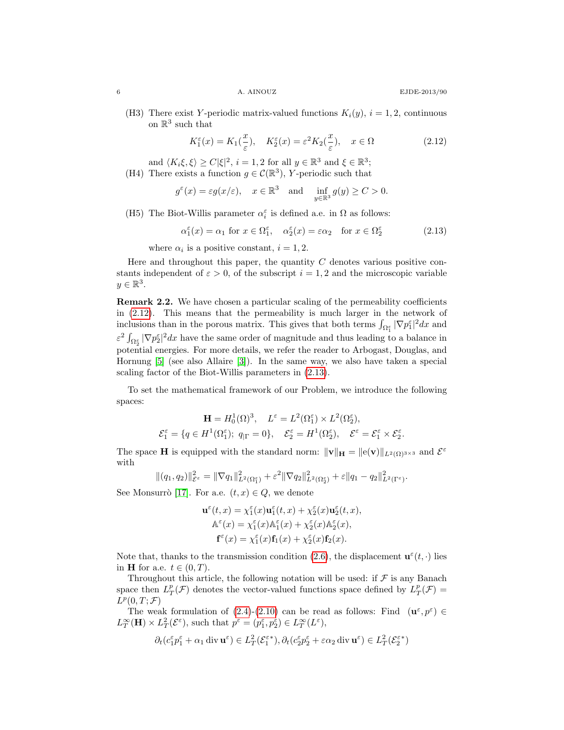(H3) There exist $Y$-periodic matrix-valued functions $K_i(y)$, $i = 1, 2$, continuous on $\mathbb{R}^3$ such that

$$K_1^\varepsilon(x) = K_1(\frac{x}{\varepsilon}), \quad K_2^\varepsilon(x) = \varepsilon^2 K_2(\frac{x}{\varepsilon}), \quad x \in \Omega \tag{2.12}$$

and $\langle K_i\xi, \xi\rangle \geq C|\xi|^2$, $i = 1, 2$ for all $y \in \mathbb{R}^3$ and $\xi \in \mathbb{R}^3$;

(H4) There exists a function $g \in \mathcal{C}(\mathbb{R}^3)$, $Y$-periodic such that

$$g^\varepsilon(x) = \varepsilon g(x/\varepsilon), \quad x \in \mathbb{R}^3 \quad \text{and} \quad \inf_{y\in\mathbb{R}^3} g(y) \geq C > 0.$$

(H5) The Biot-Willis parameter $\alpha_i^\varepsilon$ is defined a.e. in $\Omega$ as follows:

$$\alpha_1^\varepsilon(x) = \alpha_1 \text{ for } x \in \Omega_1^\varepsilon, \quad \alpha_2^\varepsilon(x) = \varepsilon\alpha_2 \quad \text{for } x \in \Omega_2^\varepsilon \tag{2.13}$$

where $\alpha_i$ is a positive constant, $i = 1, 2$.

Here and throughout this paper, the quantity $C$ denotes various positive constants independent of $\varepsilon > 0$, of the subscript $i = 1, 2$ and the microscopic variable $y \in \mathbb{R}^3$.

**Remark 2.2.** We have chosen a particular scaling of the permeability coefficients in (2.12). This means that the permeability is much larger in the network of inclusions than in the porous matrix. This gives that both terms $\int_{\Omega_1^\varepsilon} |\nabla p_1^\varepsilon|^2 dx$ and $\varepsilon^2 \int_{\Omega_2^\varepsilon} |\nabla p_2^\varepsilon|^2 dx$ have the same order of magnitude and thus leading to a balance in potential energies. For more details, we refer the reader to Arbogast, Douglas, and Hornung [5] (see also Allaire [3]). In the same way, we also have taken a special scaling factor of the Biot-Willis parameters in (2.13).

To set the mathematical framework of our Problem, we introduce the following spaces:

$$\mathbf{H} = H_0^1(\Omega)^3, \quad L^\varepsilon = L^2(\Omega_1^\varepsilon) \times L^2(\Omega_2^\varepsilon),$$
$$\mathcal{E}_1^\varepsilon = \{q \in H^1(\Omega_1^\varepsilon);\ q_{|\Gamma} = 0\}, \quad \mathcal{E}_2^\varepsilon = H^1(\Omega_2^\varepsilon), \quad \mathcal{E}^\varepsilon = \mathcal{E}_1^\varepsilon \times \mathcal{E}_2^\varepsilon.$$

The space $\mathbf{H}$ is equipped with the standard norm: $\|\mathbf{v}\|_{\mathbf{H}} = \|\mathrm{e}(\mathbf{v})\|_{L^2(\Omega)^{3\times3}}$ and $\mathcal{E}^\varepsilon$ with

$$\|(q_1, q_2)\|_{\mathcal{E}^\varepsilon}^2 = \|\nabla q_1\|_{L^2(\Omega_1^\varepsilon)}^2 + \varepsilon^2\|\nabla q_2\|_{L^2(\Omega_2^\varepsilon)}^2 + \varepsilon\|q_1 - q_2\|_{L^2(\Gamma^\varepsilon)}^2.$$

See Monsurrò [17]. For a.e. $(t, x) \in Q$, we denote

$$\mathbf{u}^\varepsilon(t, x) = \chi_1^\varepsilon(x)\mathbf{u}_1^\varepsilon(t, x) + \chi_2^\varepsilon(x)\mathbf{u}_2^\varepsilon(t, x),$$
$$\mathbb{A}^\varepsilon(x) = \chi_1^\varepsilon(x)\mathbb{A}_1^\varepsilon(x) + \chi_2^\varepsilon(x)\mathbb{A}_2^\varepsilon(x),$$
$$\mathbf{f}^\varepsilon(x) = \chi_1^\varepsilon(x)\mathbf{f}_1(x) + \chi_2^\varepsilon(x)\mathbf{f}_2(x).$$

Note that, thanks to the transmission condition (2.6), the displacement $\mathbf{u}^\varepsilon(t, \cdot)$ lies in $\mathbf{H}$ for a.e. $t \in (0, T)$.

Throughout this article, the following notation will be used: if $\mathcal{F}$ is any Banach space then $L_T^p(\mathcal{F})$ denotes the vector-valued functions space defined by $L_T^p(\mathcal{F}) = L^p(0, T; \mathcal{F})$

The weak formulation of (2.4)-(2.10) can be read as follows: Find $(\mathbf{u}^\varepsilon, p^\varepsilon) \in L_T^\infty(\mathbf{H}) \times L_T^2(\mathcal{E}^\varepsilon)$, such that $p^\varepsilon = (p_1^\varepsilon, p_2^\varepsilon) \in L_T^\infty(L^\varepsilon)$,

$$\partial_t(c_1^\varepsilon p_1^\varepsilon + \alpha_1 \operatorname{div} \mathbf{u}^\varepsilon) \in L_T^2(\mathcal{E}_1^{\varepsilon*}), \partial_t(c_2^\varepsilon p_2^\varepsilon + \varepsilon\alpha_2 \operatorname{div} \mathbf{u}^\varepsilon) \in L_T^2(\mathcal{E}_2^{\varepsilon*})$$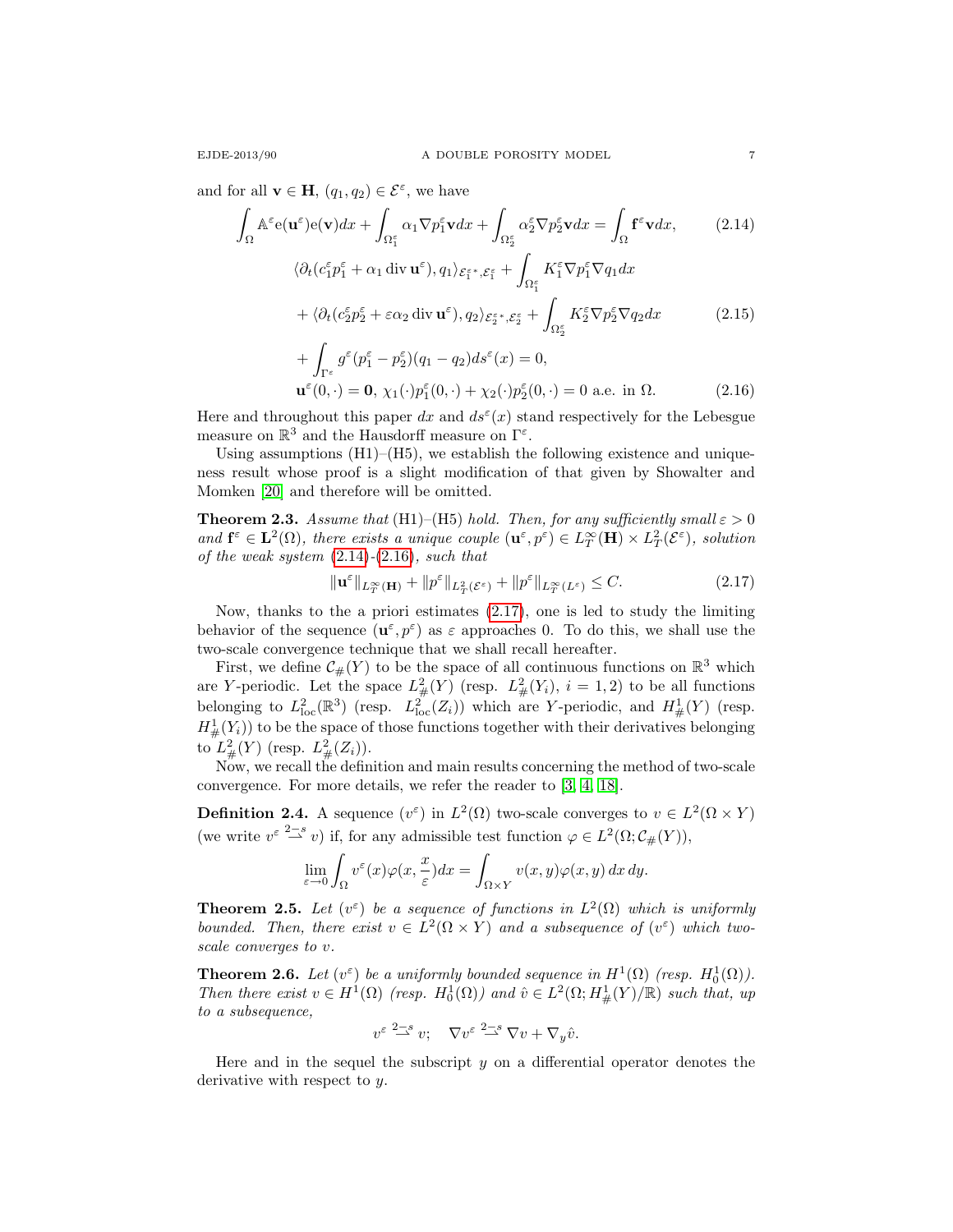and for all $\mathbf{v} \in \mathbf{H}$, $(q_1, q_2) \in \mathcal{E}^\varepsilon$, we have

$$\int_\Omega \mathbb{A}^\varepsilon \mathrm{e}(\mathbf{u}^\varepsilon)\mathrm{e}(\mathbf{v})dx + \int_{\Omega_1^\varepsilon} \alpha_1 \nabla p_1^\varepsilon \mathbf{v} dx + \int_{\Omega_2^\varepsilon} \alpha_2^\varepsilon \nabla p_2^\varepsilon \mathbf{v} dx = \int_\Omega \mathbf{f}^\varepsilon \mathbf{v} dx, \tag{2.14}$$

$$\begin{aligned} &\langle \partial_t (c_1^\varepsilon p_1^\varepsilon + \alpha_1 \operatorname{div} \mathbf{u}^\varepsilon), q_1 \rangle_{\mathcal{E}_1^{\varepsilon *}, \mathcal{E}_1^\varepsilon} + \int_{\Omega_1^\varepsilon} K_1^\varepsilon \nabla p_1^\varepsilon \nabla q_1 dx \\ &+ \langle \partial_t (c_2^\varepsilon p_2^\varepsilon + \varepsilon \alpha_2 \operatorname{div} \mathbf{u}^\varepsilon), q_2 \rangle_{\mathcal{E}_2^{\varepsilon *}, \mathcal{E}_2^\varepsilon} + \int_{\Omega_2^\varepsilon} K_2^\varepsilon \nabla p_2^\varepsilon \nabla q_2 dx \\ &+ \int_{\Gamma^\varepsilon} g^\varepsilon (p_1^\varepsilon - p_2^\varepsilon)(q_1 - q_2) ds^\varepsilon(x) = 0, \end{aligned} \tag{2.15}$$

$$\mathbf{u}^\varepsilon(0, \cdot) = \mathbf{0}, \ \chi_1(\cdot) p_1^\varepsilon(0, \cdot) + \chi_2(\cdot) p_2^\varepsilon(0, \cdot) = 0 \text{ a.e. in } \Omega. \tag{2.16}$$

Here and throughout this paper $dx$ and $ds^\varepsilon(x)$ stand respectively for the Lebesgue measure on $\mathbb{R}^3$ and the Hausdorff measure on $\Gamma^\varepsilon$.

Using assumptions (H1)–(H5), we establish the following existence and uniqueness result whose proof is a slight modification of that given by Showalter and Momken [20] and therefore will be omitted.

**Theorem 2.3.** *Assume that* (H1)–(H5) *hold. Then, for any sufficiently small* $\varepsilon > 0$ *and* $\mathbf{f}^\varepsilon \in \mathbf{L}^2(\Omega)$, *there exists a unique couple* $(\mathbf{u}^\varepsilon, p^\varepsilon) \in L_T^\infty(\mathbf{H}) \times L_T^2(\mathcal{E}^\varepsilon)$, *solution of the weak system* (2.14)-(2.16), *such that*

$$\|\mathbf{u}^\varepsilon\|_{L_T^\infty(\mathbf{H})} + \|p^\varepsilon\|_{L_T^2(\mathcal{E}^\varepsilon)} + \|p^\varepsilon\|_{L_T^\infty(L^\varepsilon)} \leq C. \tag{2.17}$$

Now, thanks to the a priori estimates (2.17), one is led to study the limiting behavior of the sequence $(\mathbf{u}^\varepsilon, p^\varepsilon)$ as $\varepsilon$ approaches 0. To do this, we shall use the two-scale convergence technique that we shall recall hereafter.

First, we define $\mathcal{C}_\#(Y)$ to be the space of all continuous functions on $\mathbb{R}^3$ which are $Y$-periodic. Let the space $L_\#^2(Y)$ (resp. $L_\#^2(Y_i)$, $i = 1, 2$) to be all functions belonging to $L_{\mathrm{loc}}^2(\mathbb{R}^3)$ (resp. $L_{\mathrm{loc}}^2(Z_i)$) which are $Y$-periodic, and $H_\#^1(Y)$ (resp. $H_\#^1(Y_i)$) to be the space of those functions together with their derivatives belonging to $L_\#^2(Y)$ (resp. $L_\#^2(Z_i)$).

Now, we recall the definition and main results concerning the method of two-scale convergence. For more details, we refer the reader to [3, 4, 18].

**Definition 2.4.** A sequence $(v^\varepsilon)$ in $L^2(\Omega)$ two-scale converges to $v \in L^2(\Omega \times Y)$ (we write $v^\varepsilon \overset{2-s}{\rightharpoonup} v$) if, for any admissible test function $\varphi \in L^2(\Omega; \mathcal{C}_\#(Y))$,

$$\lim_{\varepsilon \to 0} \int_\Omega v^\varepsilon(x) \varphi(x, \frac{x}{\varepsilon}) dx = \int_{\Omega \times Y} v(x, y) \varphi(x, y) \, dx \, dy.$$

**Theorem 2.5.** *Let* $(v^\varepsilon)$ *be a sequence of functions in* $L^2(\Omega)$ *which is uniformly bounded. Then, there exist* $v \in L^2(\Omega \times Y)$ *and a subsequence of* $(v^\varepsilon)$ *which two-scale converges to* $v$.

**Theorem 2.6.** *Let* $(v^\varepsilon)$ *be a uniformly bounded sequence in* $H^1(\Omega)$ *(resp.* $H_0^1(\Omega)$*). Then there exist* $v \in H^1(\Omega)$ *(resp.* $H_0^1(\Omega)$*) and* $\hat{v} \in L^2(\Omega; H_\#^1(Y)/\mathbb{R})$ *such that, up to a subsequence,*

$$v^\varepsilon \overset{2-s}{\rightharpoonup} v; \quad \nabla v^\varepsilon \overset{2-s}{\rightharpoonup} \nabla v + \nabla_y \hat{v}.$$

Here and in the sequel the subscript $y$ on a differential operator denotes the derivative with respect to $y$.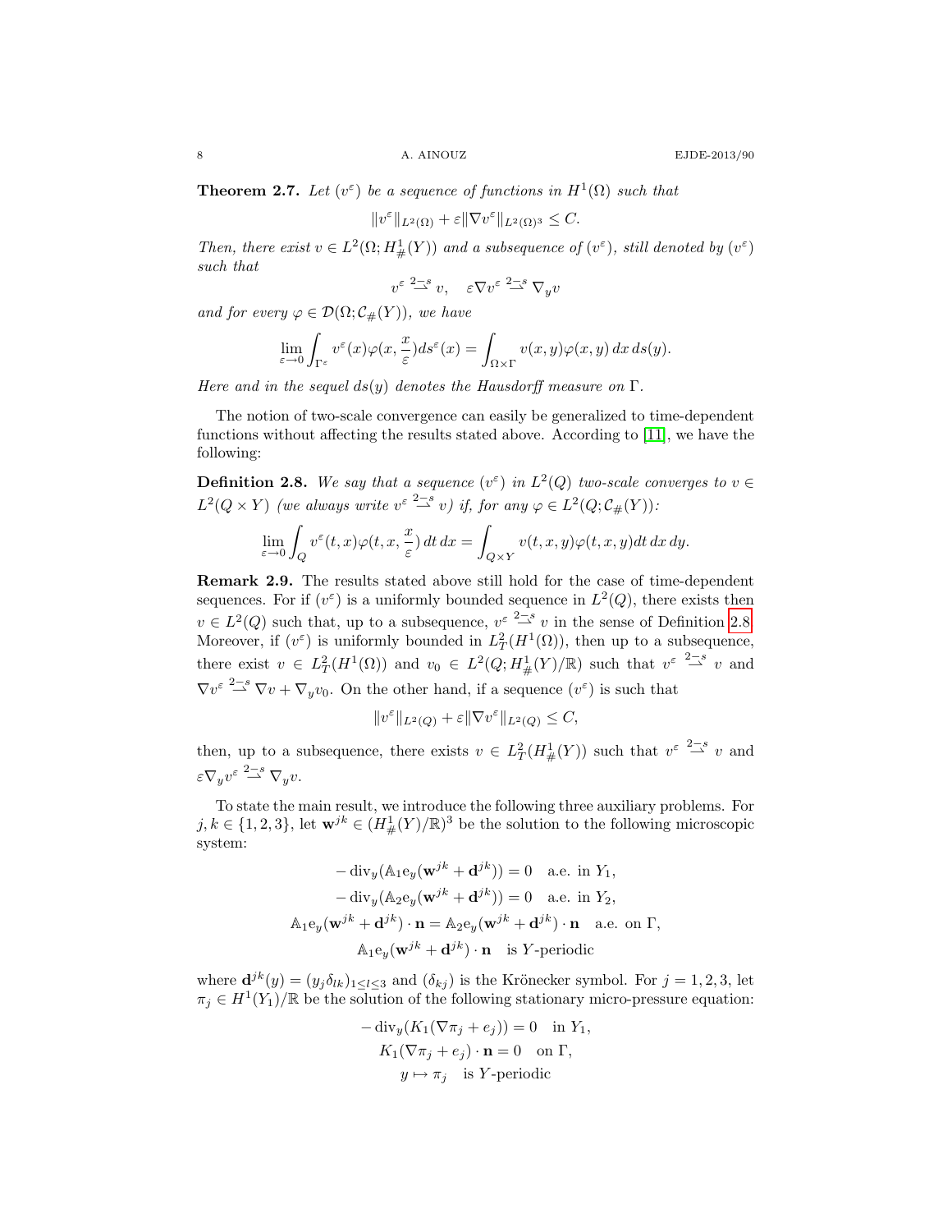**Theorem 2.7.** *Let $(v^\varepsilon)$ be a sequence of functions in $H^1(\Omega)$ such that*

$$\|v^\varepsilon\|_{L^2(\Omega)} + \varepsilon\|\nabla v^\varepsilon\|_{L^2(\Omega)^3} \le C.$$

*Then, there exist $v \in L^2(\Omega; H^1_\#(Y))$ and a subsequence of $(v^\varepsilon)$, still denoted by $(v^\varepsilon)$ such that*

$$v^\varepsilon \overset{2-s}{\rightharpoonup} v, \quad \varepsilon\nabla v^\varepsilon \overset{2-s}{\rightharpoonup} \nabla_y v$$

*and for every $\varphi \in \mathcal{D}(\Omega; \mathcal{C}_\#(Y))$, we have*

$$\lim_{\varepsilon\to 0}\int_{\Gamma^\varepsilon} v^\varepsilon(x)\varphi(x, \frac{x}{\varepsilon}) ds^\varepsilon(x) = \int_{\Omega\times\Gamma} v(x,y)\varphi(x,y)\, dx\, ds(y).$$

*Here and in the sequel $ds(y)$ denotes the Hausdorff measure on $\Gamma$.*

The notion of two-scale convergence can easily be generalized to time-dependent functions without affecting the results stated above. According to [11], we have the following:

**Definition 2.8.** *We say that a sequence $(v^\varepsilon)$ in $L^2(Q)$ two-scale converges to $v \in L^2(Q \times Y)$ (we always write $v^\varepsilon \overset{2-s}{\rightharpoonup} v$) if, for any $\varphi \in L^2(Q; \mathcal{C}_\#(Y))$:*

$$\lim_{\varepsilon\to 0}\int_Q v^\varepsilon(t,x)\varphi(t,x,\frac{x}{\varepsilon})\, dt\, dx = \int_{Q\times Y} v(t,x,y)\varphi(t,x,y) dt\, dx\, dy.$$

**Remark 2.9.** The results stated above still hold for the case of time-dependent sequences. For if $(v^\varepsilon)$ is a uniformly bounded sequence in $L^2(Q)$, there exists then $v \in L^2(Q)$ such that, up to a subsequence, $v^\varepsilon \overset{2-s}{\rightharpoonup} v$ in the sense of Definition 2.8. Moreover, if $(v^\varepsilon)$ is uniformly bounded in $L^2_T(H^1(\Omega))$, then up to a subsequence, there exist $v \in L^2_T(H^1(\Omega))$ and $v_0 \in L^2(Q; H^1_\#(Y)/\mathbb{R})$ such that $v^\varepsilon \overset{2-s}{\rightharpoonup} v$ and $\nabla v^\varepsilon \overset{2-s}{\rightharpoonup} \nabla v + \nabla_y v_0$. On the other hand, if a sequence $(v^\varepsilon)$ is such that

$$\|v^\varepsilon\|_{L^2(Q)} + \varepsilon\|\nabla v^\varepsilon\|_{L^2(Q)} \le C,$$

then, up to a subsequence, there exists $v \in L^2_T(H^1_\#(Y))$ such that $v^\varepsilon \overset{2-s}{\rightharpoonup} v$ and $\varepsilon\nabla_y v^\varepsilon \overset{2-s}{\rightharpoonup} \nabla_y v$.

To state the main result, we introduce the following three auxiliary problems. For $j,k \in \{1,2,3\}$, let $\mathbf{w}^{jk} \in (H^1_\#(Y)/\mathbb{R})^3$ be the solution to the following microscopic system:

$$\begin{gathered}
-\operatorname{div}_y(\mathbb{A}_1 \mathrm{e}_y(\mathbf{w}^{jk} + \mathbf{d}^{jk})) = 0 \quad \text{a.e. in } Y_1,\\
-\operatorname{div}_y(\mathbb{A}_2 \mathrm{e}_y(\mathbf{w}^{jk} + \mathbf{d}^{jk})) = 0 \quad \text{a.e. in } Y_2,\\
\mathbb{A}_1 \mathrm{e}_y(\mathbf{w}^{jk} + \mathbf{d}^{jk}) \cdot \mathbf{n} = \mathbb{A}_2 \mathrm{e}_y(\mathbf{w}^{jk} + \mathbf{d}^{jk}) \cdot \mathbf{n} \quad \text{a.e. on } \Gamma,\\
\mathbb{A}_1 \mathrm{e}_y(\mathbf{w}^{jk} + \mathbf{d}^{jk}) \cdot \mathbf{n} \quad \text{is } Y\text{-periodic}
\end{gathered}$$

where $\mathbf{d}^{jk}(y) = (y_j\delta_{lk})_{1\le l\le 3}$ and $(\delta_{kj})$ is the Krönecker symbol. For $j = 1,2,3$, let $\pi_j \in H^1(Y_1)/\mathbb{R}$ be the solution of the following stationary micro-pressure equation:

$$\begin{gathered}
-\operatorname{div}_y(K_1(\nabla\pi_j + e_j)) = 0 \quad \text{in } Y_1,\\
K_1(\nabla\pi_j + e_j) \cdot \mathbf{n} = 0 \quad \text{on } \Gamma,\\
y \mapsto \pi_j \quad \text{is } Y\text{-periodic}
\end{gathered}$$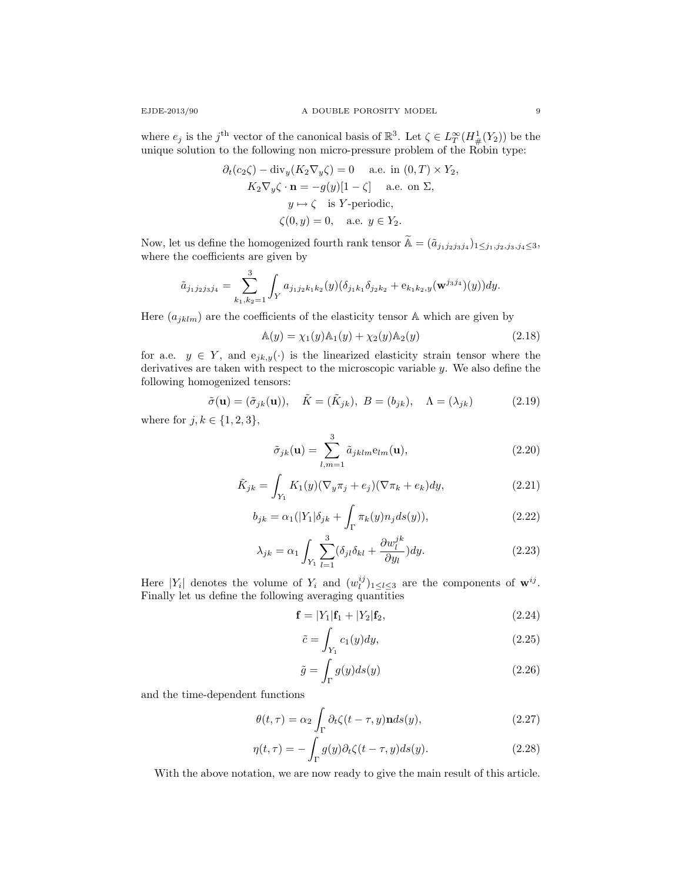where $e_j$ is the $j^{\text{th}}$ vector of the canonical basis of $\mathbb{R}^3$. Let $\zeta \in L^\infty_T(H^1_\#(Y_2))$ be the unique solution to the following non micro-pressure problem of the Robin type:

$$
\begin{gathered}
\partial_t(c_2\zeta) - \operatorname{div}_y(K_2\nabla_y\zeta) = 0 \quad \text{a.e. in } (0,T)\times Y_2,\\
K_2\nabla_y\zeta\cdot\mathbf{n} = -g(y)[1-\zeta] \quad \text{a.e. on } \Sigma,\\
y\mapsto \zeta \quad \text{is } Y\text{-periodic},\\
\zeta(0,y) = 0, \quad \text{a.e. } y\in Y_2.
\end{gathered}
$$

Now, let us define the homogenized fourth rank tensor $\widetilde{\mathbb{A}} = (\tilde{a}_{j_1j_2j_3j_4})_{1\le j_1,j_2,j_3,j_4\le 3}$, where the coefficients are given by

$$
\tilde{a}_{j_1j_2j_3j_4} = \sum_{k_1,k_2=1}^{3}\int_Y a_{j_1j_2k_1k_2}(y)(\delta_{j_1k_1}\delta_{j_2k_2} + \mathrm{e}_{k_1k_2,y}(\mathbf{w}^{j_3j_4})(y))dy.
$$

Here $(a_{jklm})$ are the coefficients of the elasticity tensor $\mathbb{A}$ which are given by

$$
\mathbb{A}(y) = \chi_1(y)\mathbb{A}_1(y) + \chi_2(y)\mathbb{A}_2(y) \tag{2.18}
$$

for a.e. $y\in Y$, and $\mathrm{e}_{jk,y}(\cdot)$ is the linearized elasticity strain tensor where the derivatives are taken with respect to the microscopic variable $y$. We also define the following homogenized tensors:

$$
\tilde{\sigma}(\mathbf{u}) = (\tilde{\sigma}_{jk}(\mathbf{u})), \quad \tilde{K} = (\tilde{K}_{jk}),\ B = (b_{jk}), \quad \Lambda = (\lambda_{jk}) \tag{2.19}
$$

where for $j,k\in\{1,2,3\}$,

$$
\tilde{\sigma}_{jk}(\mathbf{u}) = \sum_{l,m=1}^{3}\tilde{a}_{jklm}\mathrm{e}_{lm}(\mathbf{u}), \tag{2.20}
$$

$$
\tilde{K}_{jk} = \int_{Y_1} K_1(y)(\nabla_y\pi_j + e_j)(\nabla\pi_k + e_k)dy, \tag{2.21}
$$

$$
b_{jk} = \alpha_1(|Y_1|\delta_{jk} + \int_\Gamma \pi_k(y)n_j ds(y)), \tag{2.22}
$$

$$
\lambda_{jk} = \alpha_1\int_{Y_1}\sum_{l=1}^{3}(\delta_{jl}\delta_{kl} + \frac{\partial w_l^{jk}}{\partial y_l})dy. \tag{2.23}
$$

Here $|Y_i|$ denotes the volume of $Y_i$ and $(w_l^{ij})_{1\le l\le 3}$ are the components of $\mathbf{w}^{ij}$. Finally let us define the following averaging quantities

$$
\mathbf{f} = |Y_1|\mathbf{f}_1 + |Y_2|\mathbf{f}_2, \tag{2.24}
$$

$$
\tilde{c} = \int_{Y_1} c_1(y)dy, \tag{2.25}
$$

$$
\tilde{g} = \int_\Gamma g(y)ds(y) \tag{2.26}
$$

and the time-dependent functions

$$
\theta(t,\tau) = \alpha_2\int_\Gamma \partial_t\zeta(t-\tau,y)\mathbf{n}ds(y), \tag{2.27}
$$

$$
\eta(t,\tau) = -\int_\Gamma g(y)\partial_t\zeta(t-\tau,y)ds(y). \tag{2.28}
$$

With the above notation, we are now ready to give the main result of this article.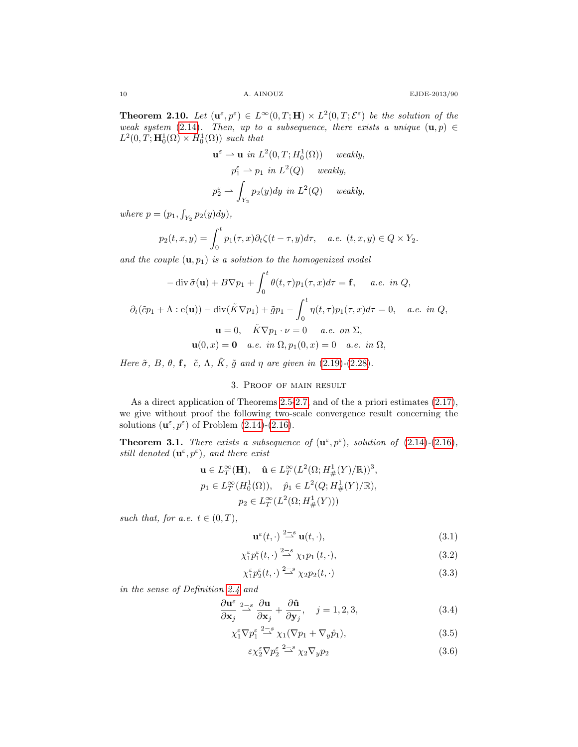**Theorem 2.10.** *Let $(\mathbf{u}^\varepsilon, p^\varepsilon) \in L^\infty(0,T;\mathbf{H}) \times L^2(0,T;\mathcal{E}^\varepsilon)$ be the solution of the weak system (2.14). Then, up to a subsequence, there exists a unique $(\mathbf{u}, p) \in L^2(0,T;\mathbf{H}_0^1(\Omega) \times H_0^1(\Omega))$ such that*

$$
\begin{gathered}
\mathbf{u}^\varepsilon \rightharpoonup \mathbf{u} \text{ in } L^2(0,T;H_0^1(\Omega)) \quad \text{weakly,} \\
p_1^\varepsilon \rightharpoonup p_1 \text{ in } L^2(Q) \quad \text{weakly,} \\
p_2^\varepsilon \rightharpoonup \int_{Y_2} p_2(y)dy \text{ in } L^2(Q) \quad \text{weakly,}
\end{gathered}
$$

*where $p = (p_1, \int_{Y_2} p_2(y)dy)$,*

$$
p_2(t,x,y) = \int_0^t p_1(\tau,x)\partial_t \zeta(t-\tau,y)d\tau, \quad \text{a.e. } (t,x,y) \in Q \times Y_2.
$$

*and the couple $(\mathbf{u}, p_1)$ is a solution to the homogenized model*

$$
\begin{gathered}
-\operatorname{div} \tilde{\sigma}(\mathbf{u}) + B\nabla p_1 + \int_0^t \theta(t,\tau) p_1(\tau,x) d\tau = \mathbf{f}, \quad \text{a.e. in } Q, \\
\partial_t(\tilde{c}p_1 + \Lambda : \mathrm{e}(\mathbf{u})) - \operatorname{div}(\tilde{K}\nabla p_1) + \tilde{g}p_1 - \int_0^t \eta(t,\tau)p_1(\tau,x)d\tau = 0, \quad \text{a.e. in } Q, \\
\mathbf{u} = 0, \quad \tilde{K}\nabla p_1 \cdot \nu = 0 \quad \text{a.e. on } \Sigma, \\
\mathbf{u}(0,x) = \mathbf{0} \quad \text{a.e. in } \Omega, \, p_1(0,x) = 0 \quad \text{a.e. in } \Omega,
\end{gathered}
$$

*Here $\tilde{\sigma}$, $B$, $\theta$, $\mathbf{f}$, $\tilde{c}$, $\Lambda$, $\tilde{K}$, $\tilde{g}$ and $\eta$ are given in (2.19)-(2.28).*

## 3. Proof of main result

As a direct application of Theorems 2.5-2.7, and of the a priori estimates (2.17), we give without proof the following two-scale convergence result concerning the solutions $(\mathbf{u}^\varepsilon, p^\varepsilon)$ of Problem (2.14)-(2.16).

**Theorem 3.1.** *There exists a subsequence of $(\mathbf{u}^\varepsilon, p^\varepsilon)$, solution of (2.14)-(2.16), still denoted $(\mathbf{u}^\varepsilon, p^\varepsilon)$, and there exist*

$$
\begin{gathered}
\mathbf{u} \in L_T^\infty(\mathbf{H}), \quad \hat{\mathbf{u}} \in L_T^\infty(L^2(\Omega; H_\#^1(Y)/\mathbb{R}))^3, \\
p_1 \in L_T^\infty(H_0^1(\Omega)), \quad \hat{p}_1 \in L^2(Q; H_\#^1(Y)/\mathbb{R}), \\
p_2 \in L_T^\infty(L^2(\Omega; H_\#^1(Y)))
\end{gathered}
$$

*such that, for a.e. $t \in (0,T)$,*

$$
\mathbf{u}^\varepsilon(t,\cdot) \overset{2-s}{\rightharpoonup} \mathbf{u}(t,\cdot), \tag{3.1}
$$

$$
\chi_1^\varepsilon p_1^\varepsilon(t,\cdot) \overset{2-s}{\rightharpoonup} \chi_1 p_1(t,\cdot), \tag{3.2}
$$

$$
\chi_1^\varepsilon p_2^\varepsilon(t,\cdot) \overset{2-s}{\rightharpoonup} \chi_2 p_2(t,\cdot) \tag{3.3}
$$

*in the sense of Definition 2.4 and*

$$
\frac{\partial \mathbf{u}^\varepsilon}{\partial \mathbf{x}_j} \overset{2-s}{\rightharpoonup} \frac{\partial \mathbf{u}}{\partial \mathbf{x}_j} + \frac{\partial \hat{\mathbf{u}}}{\partial \mathbf{y}_j}, \quad j = 1,2,3, \tag{3.4}
$$

$$
\chi_1^\varepsilon \nabla p_1^\varepsilon \overset{2-s}{\rightharpoonup} \chi_1(\nabla p_1 + \nabla_y \hat{p}_1), \tag{3.5}
$$

$$
\varepsilon \chi_2^\varepsilon \nabla p_2^\varepsilon \overset{2-s}{\rightharpoonup} \chi_2 \nabla_y p_2 \tag{3.6}
$$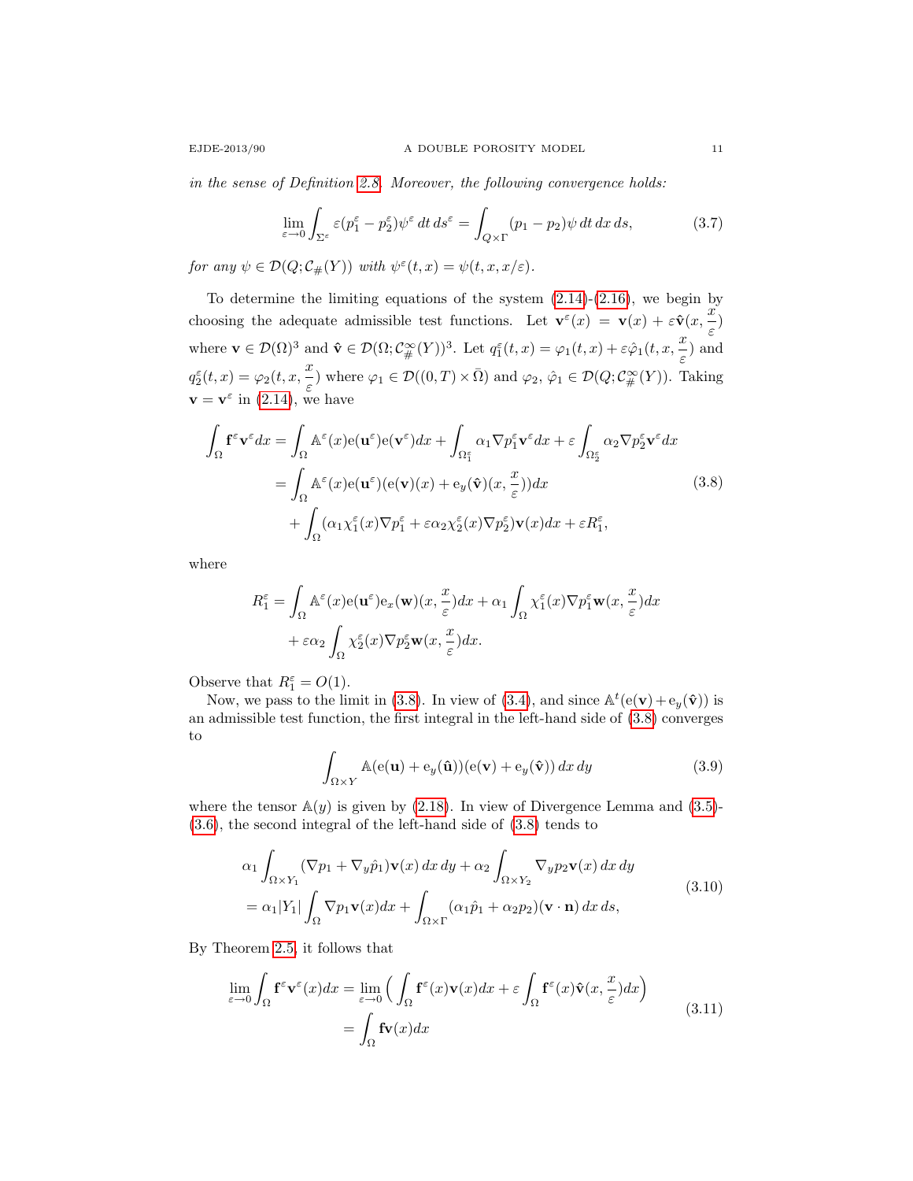*in the sense of Definition 2.8. Moreover, the following convergence holds:*

$$\lim_{\varepsilon\to 0}\int_{\Sigma^\varepsilon}\varepsilon(p_1^\varepsilon - p_2^\varepsilon)\psi^\varepsilon\,dt\,ds^\varepsilon = \int_{Q\times\Gamma}(p_1-p_2)\psi\,dt\,dx\,ds, \tag{3.7}$$

*for any $\psi\in\mathcal{D}(Q;\mathcal{C}_\#(Y))$ with $\psi^\varepsilon(t,x)=\psi(t,x,x/\varepsilon)$.*

To determine the limiting equations of the system (2.14)-(2.16), we begin by choosing the adequate admissible test functions. Let $\mathbf{v}^\varepsilon(x) = \mathbf{v}(x) + \varepsilon\hat{\mathbf{v}}(x,\frac{x}{\varepsilon})$ where $\mathbf{v}\in\mathcal{D}(\Omega)^3$ and $\hat{\mathbf{v}}\in\mathcal{D}(\Omega;\mathcal{C}^\infty_\#(Y))^3$. Let $q_1^\varepsilon(t,x)=\varphi_1(t,x)+\varepsilon\hat{\varphi}_1(t,x,\frac{x}{\varepsilon})$ and $q_2^\varepsilon(t,x)=\varphi_2(t,x,\frac{x}{\varepsilon})$ where $\varphi_1\in\mathcal{D}((0,T)\times\bar{\Omega})$ and $\varphi_2,\hat{\varphi}_1\in\mathcal{D}(Q;\mathcal{C}^\infty_\#(Y))$. Taking $\mathbf{v}=\mathbf{v}^\varepsilon$ in (2.14), we have

$$\begin{aligned}
\int_\Omega \mathbf{f}^\varepsilon\mathbf{v}^\varepsilon dx &= \int_\Omega \mathbb{A}^\varepsilon(x)\mathrm{e}(\mathbf{u}^\varepsilon)\mathrm{e}(\mathbf{v}^\varepsilon)dx + \int_{\Omega_1^\varepsilon}\alpha_1\nabla p_1^\varepsilon\mathbf{v}^\varepsilon dx + \varepsilon\int_{\Omega_2^\varepsilon}\alpha_2\nabla p_2^\varepsilon\mathbf{v}^\varepsilon dx\\
&= \int_\Omega \mathbb{A}^\varepsilon(x)\mathrm{e}(\mathbf{u}^\varepsilon)(\mathrm{e}(\mathbf{v})(x)+\mathrm{e}_y(\hat{\mathbf{v}})(x,\frac{x}{\varepsilon}))dx\\
&\quad+\int_\Omega(\alpha_1\chi_1^\varepsilon(x)\nabla p_1^\varepsilon+\varepsilon\alpha_2\chi_2^\varepsilon(x)\nabla p_2^\varepsilon)\mathbf{v}(x)dx+\varepsilon R_1^\varepsilon,
\end{aligned}\tag{3.8}$$

where

$$\begin{aligned}
R_1^\varepsilon &= \int_\Omega \mathbb{A}^\varepsilon(x)\mathrm{e}(\mathbf{u}^\varepsilon)\mathrm{e}_x(\mathbf{w})(x,\frac{x}{\varepsilon})dx + \alpha_1\int_\Omega\chi_1^\varepsilon(x)\nabla p_1^\varepsilon\mathbf{w}(x,\frac{x}{\varepsilon})dx\\
&\quad+\varepsilon\alpha_2\int_\Omega\chi_2^\varepsilon(x)\nabla p_2^\varepsilon\mathbf{w}(x,\frac{x}{\varepsilon})dx.
\end{aligned}$$

Observe that $R_1^\varepsilon = O(1)$.

Now, we pass to the limit in (3.8). In view of (3.4), and since $\mathbb{A}^t(\mathrm{e}(\mathbf{v})+\mathrm{e}_y(\hat{\mathbf{v}}))$ is an admissible test function, the first integral in the left-hand side of (3.8) converges to

$$\int_{\Omega\times Y}\mathbb{A}(\mathrm{e}(\mathbf{u})+\mathrm{e}_y(\hat{\mathbf{u}}))(\mathrm{e}(\mathbf{v})+\mathrm{e}_y(\hat{\mathbf{v}}))\,dx\,dy \tag{3.9}$$

where the tensor $\mathbb{A}(y)$ is given by (2.18). In view of Divergence Lemma and (3.5)-(3.6), the second integral of the left-hand side of (3.8) tends to

$$\begin{aligned}
&\alpha_1\int_{\Omega\times Y_1}(\nabla p_1+\nabla_y\hat{p}_1)\mathbf{v}(x)\,dx\,dy+\alpha_2\int_{\Omega\times Y_2}\nabla_y p_2\mathbf{v}(x)\,dx\,dy\\
&=\alpha_1|Y_1|\int_\Omega\nabla p_1\mathbf{v}(x)dx+\int_{\Omega\times\Gamma}(\alpha_1\hat{p}_1+\alpha_2 p_2)(\mathbf{v}\cdot\mathbf{n})\,dx\,ds,
\end{aligned}\tag{3.10}$$

By Theorem 2.5, it follows that

$$\begin{aligned}
\lim_{\varepsilon\to 0}\int_\Omega\mathbf{f}^\varepsilon\mathbf{v}^\varepsilon(x)dx &= \lim_{\varepsilon\to 0}\Big(\int_\Omega\mathbf{f}^\varepsilon(x)\mathbf{v}(x)dx+\varepsilon\int_\Omega\mathbf{f}^\varepsilon(x)\hat{\mathbf{v}}(x,\frac{x}{\varepsilon})dx\Big)\\
&=\int_\Omega\mathbf{f}\mathbf{v}(x)dx
\end{aligned}\tag{3.11}$$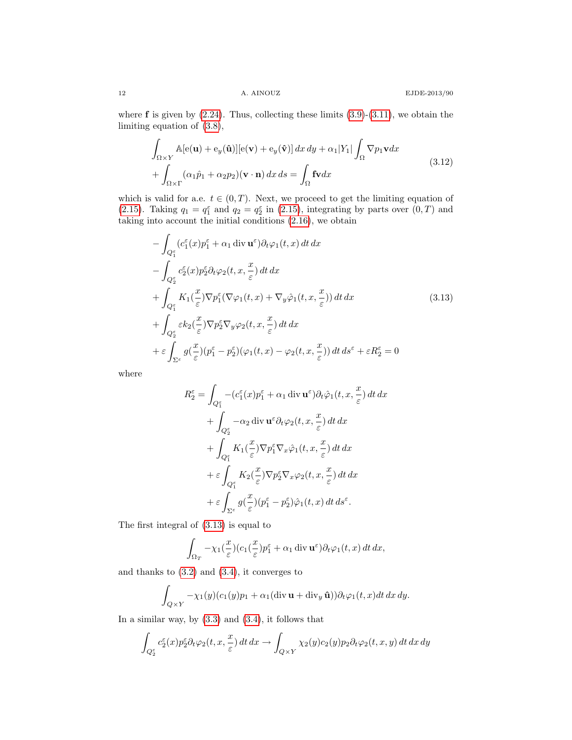where $\mathbf{f}$ is given by (2.24). Thus, collecting these limits (3.9)-(3.11), we obtain the limiting equation of (3.8),

$$
\begin{aligned}
&\int_{\Omega\times Y} \mathbb{A}[\mathrm{e}(\mathbf{u})+\mathrm{e}_y(\hat{\mathbf{u}})][\mathrm{e}(\mathbf{v})+\mathrm{e}_y(\hat{\mathbf{v}})]\,dx\,dy + \alpha_1|Y_1|\int_\Omega \nabla p_1 \mathbf{v}dx \\
&+\int_{\Omega\times\Gamma}(\alpha_1\hat{p}_1+\alpha_2 p_2)(\mathbf{v}\cdot\mathbf{n})\,dx\,ds = \int_\Omega \mathbf{f}\mathbf{v}dx
\end{aligned}
\tag{3.12}
$$

which is valid for a.e. $t\in(0,T)$. Next, we proceed to get the limiting equation of (2.15). Taking $q_1=q_1^\varepsilon$ and $q_2=q_2^\varepsilon$ in (2.15), integrating by parts over $(0,T)$ and taking into account the initial conditions (2.16), we obtain

$$
\begin{aligned}
&-\int_{Q_1^\varepsilon}(c_1^\varepsilon(x)p_1^\varepsilon+\alpha_1\operatorname{div}\mathbf{u}^\varepsilon)\partial_t\varphi_1(t,x)\,dt\,dx \\
&-\int_{Q_2^\varepsilon} c_2^\varepsilon(x)p_2^\varepsilon\partial_t\varphi_2(t,x,\frac{x}{\varepsilon})\,dt\,dx \\
&+\int_{Q_1^\varepsilon} K_1(\frac{x}{\varepsilon})\nabla p_1^\varepsilon(\nabla\varphi_1(t,x)+\nabla_y\hat{\varphi}_1(t,x,\frac{x}{\varepsilon}))\,dt\,dx \\
&+\int_{Q_2^\varepsilon}\varepsilon k_2(\frac{x}{\varepsilon})\nabla p_2^\varepsilon\nabla_y\varphi_2(t,x,\frac{x}{\varepsilon})\,dt\,dx \\
&+\varepsilon\int_{\Sigma^\varepsilon} g(\frac{x}{\varepsilon})(p_1^\varepsilon-p_2^\varepsilon)(\varphi_1(t,x)-\varphi_2(t,x,\frac{x}{\varepsilon}))\,dt\,ds^\varepsilon+\varepsilon R_2^\varepsilon=0
\end{aligned}
\tag{3.13}
$$

where

$$
\begin{aligned}
R_2^\varepsilon=&\int_{Q_1^\varepsilon}-(c_1^\varepsilon(x)p_1^\varepsilon+\alpha_1\operatorname{div}\mathbf{u}^\varepsilon)\partial_t\hat{\varphi}_1(t,x,\frac{x}{\varepsilon})\,dt\,dx \\
&+\int_{Q_2^\varepsilon}-\alpha_2\operatorname{div}\mathbf{u}^\varepsilon\partial_t\varphi_2(t,x,\frac{x}{\varepsilon})\,dt\,dx \\
&+\int_{Q_1^\varepsilon}K_1(\frac{x}{\varepsilon})\nabla p_1^\varepsilon\nabla_x\hat{\varphi}_1(t,x,\frac{x}{\varepsilon})\,dt\,dx \\
&+\varepsilon\int_{Q_1^\varepsilon}K_2(\frac{x}{\varepsilon})\nabla p_2^\varepsilon\nabla_x\varphi_2(t,x,\frac{x}{\varepsilon})\,dt\,dx \\
&+\varepsilon\int_{\Sigma^\varepsilon}g(\frac{x}{\varepsilon})(p_1^\varepsilon-p_2^\varepsilon)\hat{\varphi}_1(t,x)\,dt\,ds^\varepsilon.
\end{aligned}
$$

The first integral of (3.13) is equal to

$$
\int_{\Omega_T}-\chi_1(\frac{x}{\varepsilon})(c_1(\frac{x}{\varepsilon})p_1^\varepsilon+\alpha_1\operatorname{div}\mathbf{u}^\varepsilon)\partial_t\varphi_1(t,x)\,dt\,dx,
$$

and thanks to (3.2) and (3.4), it converges to

$$
\int_{Q\times Y}-\chi_1(y)(c_1(y)p_1+\alpha_1(\operatorname{div}\mathbf{u}+\operatorname{div}_y\hat{\mathbf{u}}))\partial_t\varphi_1(t,x)dt\,dx\,dy.
$$

In a similar way, by (3.3) and (3.4), it follows that

$$
\int_{Q_2^\varepsilon}c_2^\varepsilon(x)p_2^\varepsilon\partial_t\varphi_2(t,x,\frac{x}{\varepsilon})\,dt\,dx\to\int_{Q\times Y}\chi_2(y)c_2(y)p_2\partial_t\varphi_2(t,x,y)\,dt\,dx\,dy
$$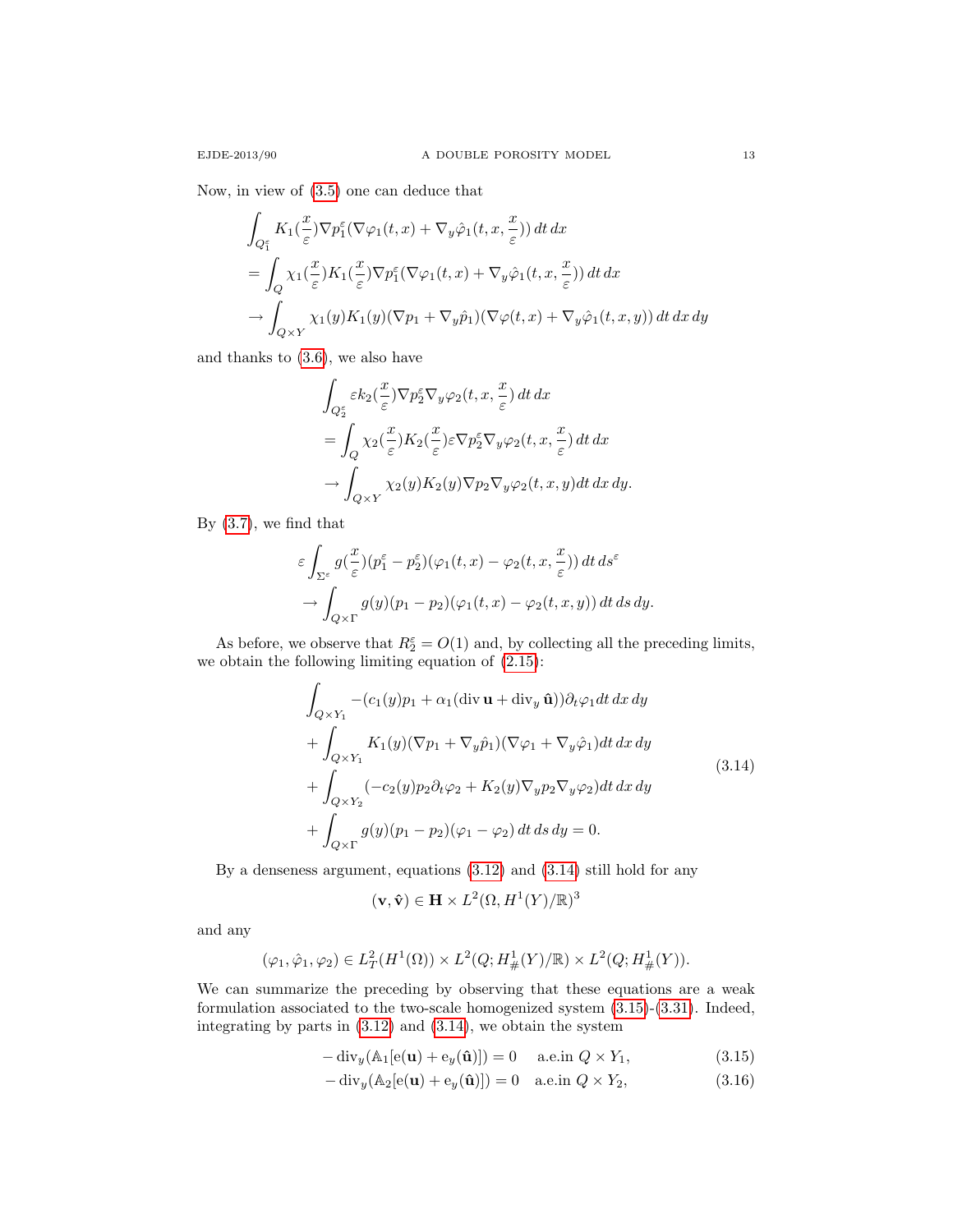Now, in view of (3.5) one can deduce that

$$
\begin{aligned}
&\int_{Q_1^\varepsilon} K_1(\frac{x}{\varepsilon})\nabla p_1^\varepsilon(\nabla\varphi_1(t,x)+\nabla_y\hat{\varphi}_1(t,x,\frac{x}{\varepsilon}))\,dt\,dx\\
&=\int_Q \chi_1(\frac{x}{\varepsilon})K_1(\frac{x}{\varepsilon})\nabla p_1^\varepsilon(\nabla\varphi_1(t,x)+\nabla_y\hat{\varphi}_1(t,x,\frac{x}{\varepsilon}))\,dt\,dx\\
&\to \int_{Q\times Y}\chi_1(y)K_1(y)(\nabla p_1+\nabla_y\hat{p}_1)(\nabla\varphi(t,x)+\nabla_y\hat{\varphi}_1(t,x,y))\,dt\,dx\,dy
\end{aligned}
$$

and thanks to (3.6), we also have

$$
\begin{aligned}
&\int_{Q_2^\varepsilon}\varepsilon k_2(\frac{x}{\varepsilon})\nabla p_2^\varepsilon\nabla_y\varphi_2(t,x,\frac{x}{\varepsilon})\,dt\,dx\\
&=\int_Q \chi_2(\frac{x}{\varepsilon})K_2(\frac{x}{\varepsilon})\varepsilon\nabla p_2^\varepsilon\nabla_y\varphi_2(t,x,\frac{x}{\varepsilon})\,dt\,dx\\
&\to\int_{Q\times Y}\chi_2(y)K_2(y)\nabla p_2\nabla_y\varphi_2(t,x,y)dt\,dx\,dy.
\end{aligned}
$$

By (3.7), we find that

$$
\begin{aligned}
&\varepsilon\int_{\Sigma^\varepsilon} g(\frac{x}{\varepsilon})(p_1^\varepsilon-p_2^\varepsilon)(\varphi_1(t,x)-\varphi_2(t,x,\frac{x}{\varepsilon}))\,dt\,ds^\varepsilon\\
&\to\int_{Q\times\Gamma} g(y)(p_1-p_2)(\varphi_1(t,x)-\varphi_2(t,x,y))\,dt\,ds\,dy.
\end{aligned}
$$

As before, we observe that $R_2^\varepsilon=O(1)$ and, by collecting all the preceding limits, we obtain the following limiting equation of (2.15):

$$
\begin{aligned}
&\int_{Q\times Y_1} -(c_1(y)p_1+\alpha_1(\operatorname{div}\mathbf{u}+\operatorname{div}_y\hat{\mathbf{u}}))\partial_t\varphi_1 dt\,dx\,dy\\
&+\int_{Q\times Y_1} K_1(y)(\nabla p_1+\nabla_y\hat{p}_1)(\nabla\varphi_1+\nabla_y\hat{\varphi}_1)dt\,dx\,dy\\
&+\int_{Q\times Y_2}(-c_2(y)p_2\partial_t\varphi_2+K_2(y)\nabla_y p_2\nabla_y\varphi_2)dt\,dx\,dy\\
&+\int_{Q\times\Gamma} g(y)(p_1-p_2)(\varphi_1-\varphi_2)\,dt\,ds\,dy=0.
\end{aligned}
\tag{3.14}
$$

By a denseness argument, equations (3.12) and (3.14) still hold for any

$$(\mathbf{v},\hat{\mathbf{v}})\in\mathbf{H}\times L^2(\Omega,H^1(Y)/\mathbb{R})^3$$

and any

$$(\varphi_1,\hat{\varphi}_1,\varphi_2)\in L^2_T(H^1(\Omega))\times L^2(Q;H^1_\#(Y)/\mathbb{R})\times L^2(Q;H^1_\#(Y)).$$

We can summarize the preceding by observing that these equations are a weak formulation associated to the two-scale homogenized system (3.15)-(3.31). Indeed, integrating by parts in (3.12) and (3.14), we obtain the system

$$-\operatorname{div}_y(\mathbb{A}_1[\mathrm{e}(\mathbf{u})+\mathrm{e}_y(\hat{\mathbf{u}})])=0\quad \text{a.e.in } Q\times Y_1, \tag{3.15}$$

$$-\operatorname{div}_y(\mathbb{A}_2[\mathrm{e}(\mathbf{u})+\mathrm{e}_y(\hat{\mathbf{u}})])=0\quad \text{a.e.in } Q\times Y_2, \tag{3.16}$$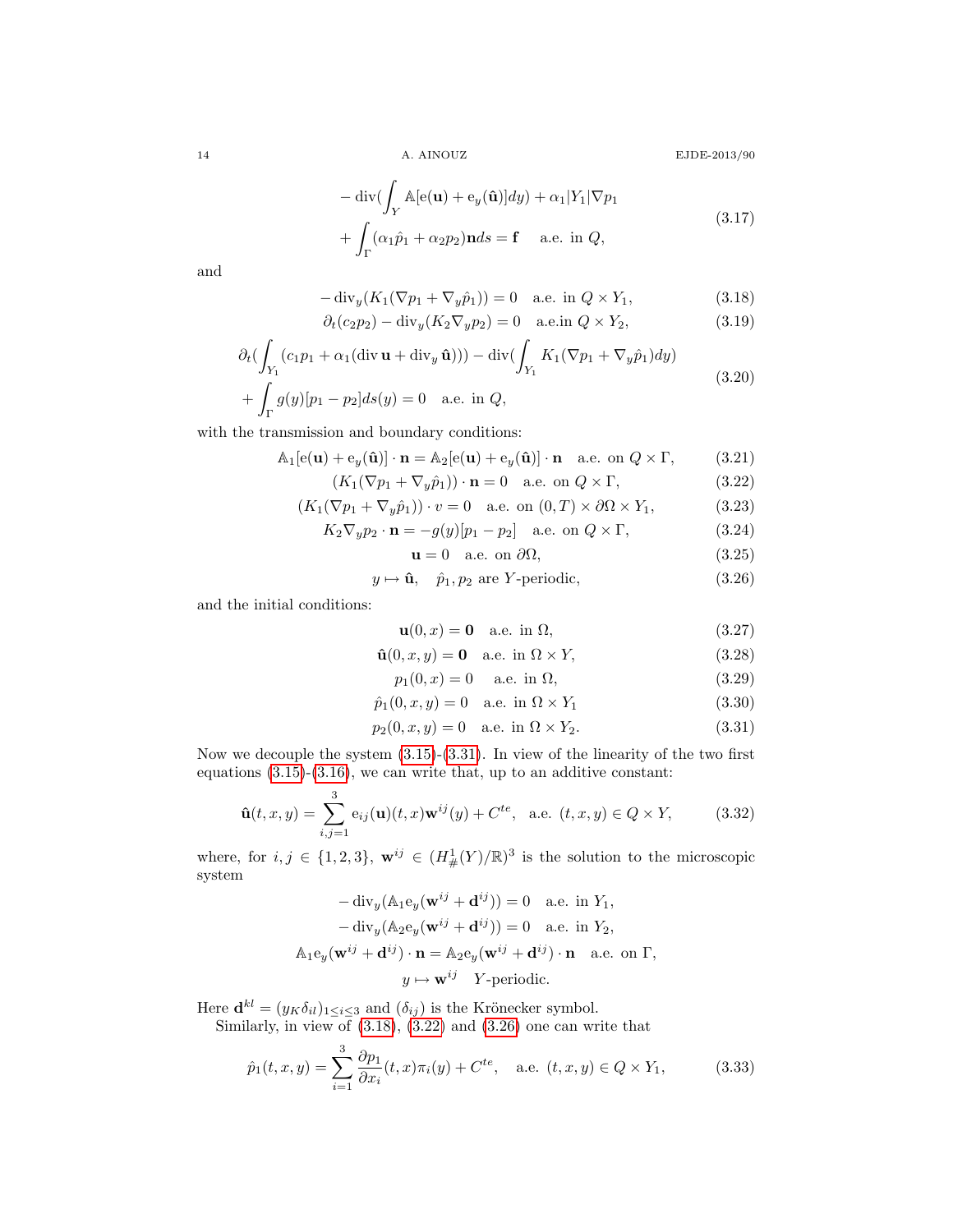$$
\begin{aligned}
&-\operatorname{div}\Big(\int_Y \mathbb{A}[\mathrm{e}(\mathbf{u})+\mathrm{e}_y(\hat{\mathbf{u}})]dy\Big)+\alpha_1|Y_1|\nabla p_1 \\
&+\int_\Gamma (\alpha_1\hat{p}_1+\alpha_2 p_2)\mathbf{n}ds=\mathbf{f} \quad \text{a.e. in } Q,
\end{aligned}
\tag{3.17}
$$

and

$$
-\operatorname{div}_y(K_1(\nabla p_1+\nabla_y\hat{p}_1))=0 \quad \text{a.e. in } Q\times Y_1, \tag{3.18}
$$

$$
\partial_t(c_2p_2)-\operatorname{div}_y(K_2\nabla_y p_2)=0 \quad \text{a.e.in } Q\times Y_2, \tag{3.19}
$$

$$
\begin{aligned}
&\partial_t\Big(\int_{Y_1}(c_1p_1+\alpha_1(\operatorname{div}\mathbf{u}+\operatorname{div}_y\hat{\mathbf{u}}))\Big)-\operatorname{div}\Big(\int_{Y_1}K_1(\nabla p_1+\nabla_y\hat{p}_1)dy\Big) \\
&+\int_\Gamma g(y)[p_1-p_2]ds(y)=0 \quad \text{a.e. in } Q,
\end{aligned}
\tag{3.20}
$$

with the transmission and boundary conditions:

$$
\mathbb{A}_1[\mathrm{e}(\mathbf{u})+\mathrm{e}_y(\hat{\mathbf{u}})]\cdot\mathbf{n}=\mathbb{A}_2[\mathrm{e}(\mathbf{u})+\mathrm{e}_y(\hat{\mathbf{u}})]\cdot\mathbf{n} \quad \text{a.e. on } Q\times\Gamma, \tag{3.21}
$$

$$
(K_1(\nabla p_1+\nabla_y\hat{p}_1))\cdot\mathbf{n}=0 \quad \text{a.e. on } Q\times\Gamma, \tag{3.22}
$$

$$
(K_1(\nabla p_1+\nabla_y\hat{p}_1))\cdot v=0 \quad \text{a.e. on } (0,T)\times\partial\Omega\times Y_1, \tag{3.23}
$$

$$
K_2\nabla_y p_2\cdot\mathbf{n}=-g(y)[p_1-p_2] \quad \text{a.e. on } Q\times\Gamma, \tag{3.24}
$$

$$
\mathbf{u}=0 \quad \text{a.e. on } \partial\Omega, \tag{3.25}
$$

$$
y\mapsto\hat{\mathbf{u}}, \quad \hat{p}_1, p_2 \text{ are } Y\text{-periodic}, \tag{3.26}
$$

and the initial conditions:

$$
\mathbf{u}(0,x)=\mathbf{0} \quad \text{a.e. in } \Omega, \tag{3.27}
$$

$$
\hat{\mathbf{u}}(0,x,y)=\mathbf{0} \quad \text{a.e. in } \Omega\times Y, \tag{3.28}
$$

$$
p_1(0,x)=0 \quad \text{a.e. in } \Omega, \tag{3.29}
$$

$$
\hat{p}_1(0,x,y)=0 \quad \text{a.e. in } \Omega\times Y_1 \tag{3.30}
$$

$$
p_2(0,x,y)=0 \quad \text{a.e. in } \Omega\times Y_2. \tag{3.31}
$$

Now we decouple the system (3.15)-(3.31). In view of the linearity of the two first equations (3.15)-(3.16), we can write that, up to an additive constant:

$$
\hat{\mathbf{u}}(t,x,y)=\sum_{i,j=1}^{3}\mathrm{e}_{ij}(\mathbf{u})(t,x)\mathbf{w}^{ij}(y)+C^{te}, \quad \text{a.e. } (t,x,y)\in Q\times Y, \tag{3.32}
$$

where, for $i,j\in\{1,2,3\}$, $\mathbf{w}^{ij}\in(H^1_\#(Y)/\mathbb{R})^3$ is the solution to the microscopic system

$$
\begin{gathered}
-\operatorname{div}_y(\mathbb{A}_1\mathrm{e}_y(\mathbf{w}^{ij}+\mathbf{d}^{ij}))=0 \quad \text{a.e. in } Y_1, \\
-\operatorname{div}_y(\mathbb{A}_2\mathrm{e}_y(\mathbf{w}^{ij}+\mathbf{d}^{ij}))=0 \quad \text{a.e. in } Y_2, \\
\mathbb{A}_1\mathrm{e}_y(\mathbf{w}^{ij}+\mathbf{d}^{ij})\cdot\mathbf{n}=\mathbb{A}_2\mathrm{e}_y(\mathbf{w}^{ij}+\mathbf{d}^{ij})\cdot\mathbf{n} \quad \text{a.e. on } \Gamma, \\
y\mapsto\mathbf{w}^{ij} \quad Y\text{-periodic.}
\end{gathered}
$$

Here $\mathbf{d}^{kl}=(y_K\delta_{il})_{1\le i\le 3}$ and $(\delta_{ij})$ is the Krönecker symbol.

Similarly, in view of (3.18), (3.22) and (3.26) one can write that

$$
\hat{p}_1(t,x,y)=\sum_{i=1}^{3}\frac{\partial p_1}{\partial x_i}(t,x)\pi_i(y)+C^{te}, \quad \text{a.e. } (t,x,y)\in Q\times Y_1, \tag{3.33}
$$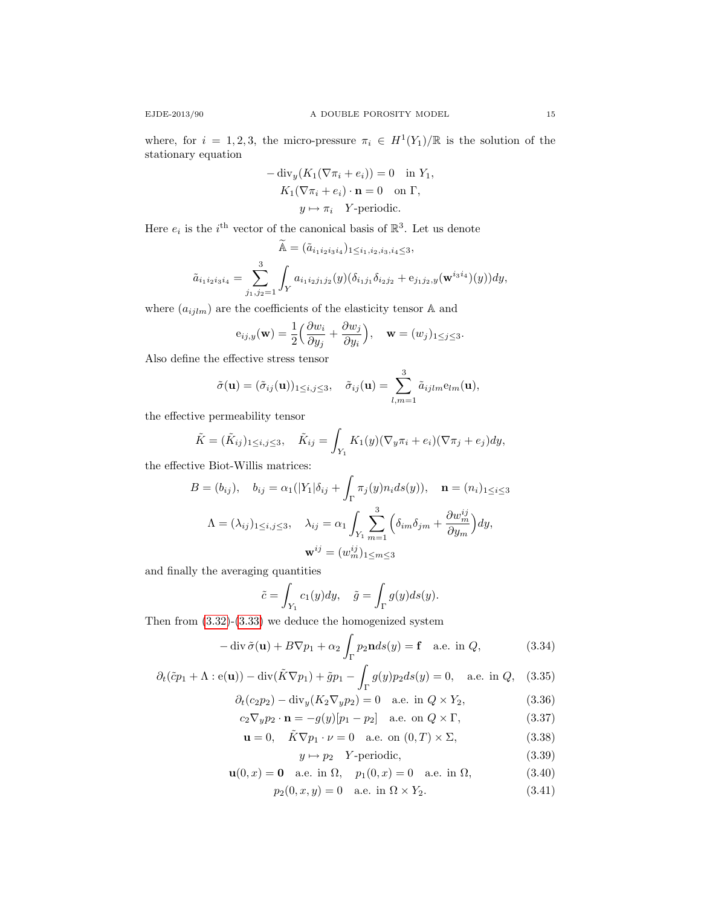where, for $i = 1, 2, 3$, the micro-pressure $\pi_i \in H^1(Y_1)/\mathbb{R}$ is the solution of the stationary equation

$$
\begin{gathered}
-\operatorname{div}_y(K_1(\nabla\pi_i + e_i)) = 0 \quad \text{in } Y_1, \\
K_1(\nabla\pi_i + e_i)\cdot \mathbf{n} = 0 \quad \text{on } \Gamma, \\
y \mapsto \pi_i \quad Y\text{-periodic.}
\end{gathered}
$$

Here $e_i$ is the $i^{\text{th}}$ vector of the canonical basis of $\mathbb{R}^3$. Let us denote

$$
\widetilde{\mathbb{A}} = (\tilde{a}_{i_1 i_2 i_3 i_4})_{1\le i_1,i_2,i_3,i_4\le 3},
$$

$$
\tilde{a}_{i_1 i_2 i_3 i_4} = \sum_{j_1,j_2=1}^{3} \int_Y a_{i_1 i_2 j_1 j_2}(y)(\delta_{i_1 j_1}\delta_{i_2 j_2} + \mathrm{e}_{j_1 j_2,y}(\mathbf{w}^{i_3 i_4})(y))dy,
$$

where $(a_{ijlm})$ are the coefficients of the elasticity tensor $\mathbb{A}$ and

$$
\mathrm{e}_{ij,y}(\mathbf{w}) = \frac{1}{2}\Big(\frac{\partial w_i}{\partial y_j} + \frac{\partial w_j}{\partial y_i}\Big), \quad \mathbf{w} = (w_j)_{1\le j\le 3}.
$$

Also define the effective stress tensor

$$
\tilde{\sigma}(\mathbf{u}) = (\tilde{\sigma}_{ij}(\mathbf{u}))_{1\le i,j\le 3}, \quad \tilde{\sigma}_{ij}(\mathbf{u}) = \sum_{l,m=1}^{3} \tilde{a}_{ijlm}\mathrm{e}_{lm}(\mathbf{u}),
$$

the effective permeability tensor

$$
\tilde{K} = (\tilde{K}_{ij})_{1\le i,j\le 3}, \quad \tilde{K}_{ij} = \int_{Y_1} K_1(y)(\nabla_y\pi_i + e_i)(\nabla\pi_j + e_j)dy,
$$

the effective Biot-Willis matrices:

$$
B = (b_{ij}), \quad b_{ij} = \alpha_1\big(|Y_1|\delta_{ij} + \int_\Gamma \pi_j(y)n_i ds(y)\big), \quad \mathbf{n} = (n_i)_{1\le i\le 3}
$$

$$
\Lambda = (\lambda_{ij})_{1\le i,j\le 3}, \quad \lambda_{ij} = \alpha_1 \int_{Y_1} \sum_{m=1}^{3} \Big(\delta_{im}\delta_{jm} + \frac{\partial w_m^{ij}}{\partial y_m}\Big)dy,
$$

$$
\mathbf{w}^{ij} = (w_m^{ij})_{1\le m\le 3}
$$

and finally the averaging quantities

$$
\tilde{c} = \int_{Y_1} c_1(y)dy, \quad \tilde{g} = \int_\Gamma g(y)ds(y).
$$

Then from (3.32)-(3.33) we deduce the homogenized system

$$
-\operatorname{div}\tilde{\sigma}(\mathbf{u}) + B\nabla p_1 + \alpha_2\int_\Gamma p_2\mathbf{n}ds(y) = \mathbf{f} \quad \text{a.e. in } Q, \tag{3.34}
$$

$$
\partial_t(\tilde{c}p_1 + \Lambda : \mathrm{e}(\mathbf{u})) - \operatorname{div}(\tilde{K}\nabla p_1) + \tilde{g}p_1 - \int_\Gamma g(y)p_2 ds(y) = 0, \quad \text{a.e. in } Q, \tag{3.35}
$$

$$
\partial_t(c_2p_2) - \operatorname{div}_y(K_2\nabla_y p_2) = 0 \quad \text{a.e. in } Q\times Y_2, \tag{3.36}
$$

$$
c_2\nabla_y p_2\cdot\mathbf{n} = -g(y)[p_1 - p_2] \quad \text{a.e. on } Q\times\Gamma, \tag{3.37}
$$

$$
\mathbf{u} = 0, \quad \tilde{K}\nabla p_1\cdot\nu = 0 \quad \text{a.e. on } (0,T)\times\Sigma, \tag{3.38}
$$

$$
y\mapsto p_2 \quad Y\text{-periodic,} \tag{3.39}
$$

$$
\mathbf{u}(0,x) = \mathbf{0} \quad \text{a.e. in } \Omega, \quad p_1(0,x) = 0 \quad \text{a.e. in } \Omega, \tag{3.40}
$$

$$
p_2(0,x,y) = 0 \quad \text{a.e. in } \Omega\times Y_2. \tag{3.41}
$$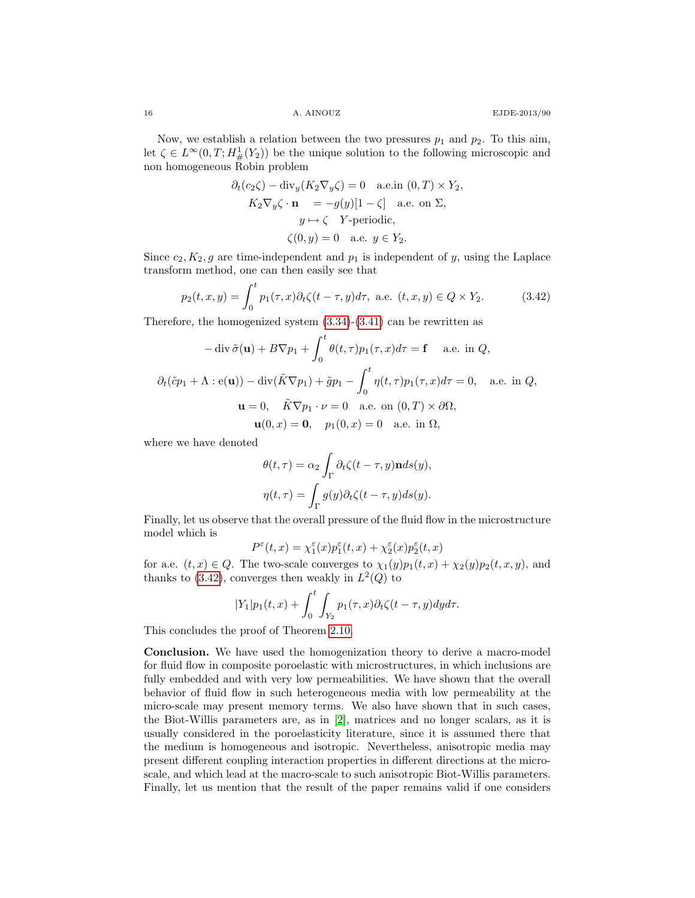Now, we establish a relation between the two pressures $p_1$ and $p_2$. To this aim, let $\zeta \in L^\infty(0,T;H^1_\#(Y_2))$ be the unique solution to the following microscopic and non homogeneous Robin problem

$$
\begin{gathered}
\partial_t(c_2\zeta) - \operatorname{div}_y(K_2\nabla_y\zeta) = 0 \quad \text{a.e.in } (0,T)\times Y_2,\\
K_2\nabla_y\zeta\cdot\mathbf{n} \quad = -g(y)[1-\zeta] \quad \text{a.e. on } \Sigma,\\
y \mapsto \zeta \quad Y\text{-periodic},\\
\zeta(0,y) = 0 \quad \text{a.e. } y \in Y_2.
\end{gathered}
$$

Since $c_2, K_2, g$ are time-independent and $p_1$ is independent of $y$, using the Laplace transform method, one can then easily see that

$$
p_2(t,x,y) = \int_0^t p_1(\tau,x)\partial_t\zeta(t-\tau,y)d\tau, \text{ a.e. } (t,x,y)\in Q\times Y_2. \tag{3.42}
$$

Therefore, the homogenized system (3.34)-(3.41) can be rewritten as

$$
\begin{gathered}
-\operatorname{div}\tilde\sigma(\mathbf{u}) + B\nabla p_1 + \int_0^t \theta(t,\tau)p_1(\tau,x)d\tau = \mathbf{f} \quad \text{ a.e. in } Q,\\
\partial_t(\tilde c p_1 + \Lambda : \mathrm{e}(\mathbf{u})) - \operatorname{div}(\tilde K\nabla p_1) + \tilde g p_1 - \int_0^t \eta(t,\tau)p_1(\tau,x)d\tau = 0, \quad \text{a.e. in } Q,\\
\mathbf{u} = 0, \quad \tilde K\nabla p_1\cdot\nu = 0 \quad \text{a.e. on } (0,T)\times\partial\Omega,\\
\mathbf{u}(0,x) = \mathbf{0}, \quad p_1(0,x) = 0 \quad \text{a.e. in } \Omega,
\end{gathered}
$$

where we have denoted

$$
\begin{gathered}
\theta(t,\tau) = \alpha_2\int_\Gamma \partial_t\zeta(t-\tau,y)\mathbf{n}ds(y),\\
\eta(t,\tau) = \int_\Gamma g(y)\partial_t\zeta(t-\tau,y)ds(y).
\end{gathered}
$$

Finally, let us observe that the overall pressure of the fluid flow in the microstructure model which is

$$
P^\varepsilon(t,x) = \chi_1^\varepsilon(x)p_1^\varepsilon(t,x) + \chi_2^\varepsilon(x)p_2^\varepsilon(t,x)
$$

for a.e. $(t,x)\in Q$. The two-scale converges to $\chi_1(y)p_1(t,x) + \chi_2(y)p_2(t,x,y)$, and thanks to (3.42), converges then weakly in $L^2(Q)$ to

$$
|Y_1|p_1(t,x) + \int_0^t\int_{Y_2} p_1(\tau,x)\partial_t\zeta(t-\tau,y)dyd\tau.
$$

This concludes the proof of Theorem 2.10.

**Conclusion.** We have used the homogenization theory to derive a macro-model for fluid flow in composite poroelastic with microstructures, in which inclusions are fully embedded and with very low permeabilities. We have shown that the overall behavior of fluid flow in such heterogeneous media with low permeability at the micro-scale may present memory terms. We also have shown that in such cases, the Biot-Willis parameters are, as in [2], matrices and no longer scalars, as it is usually considered in the poroelasticity literature, since it is assumed there that the medium is homogeneous and isotropic. Nevertheless, anisotropic media may present different coupling interaction properties in different directions at the micro-scale, and which lead at the macro-scale to such anisotropic Biot-Willis parameters. Finally, let us mention that the result of the paper remains valid if one considers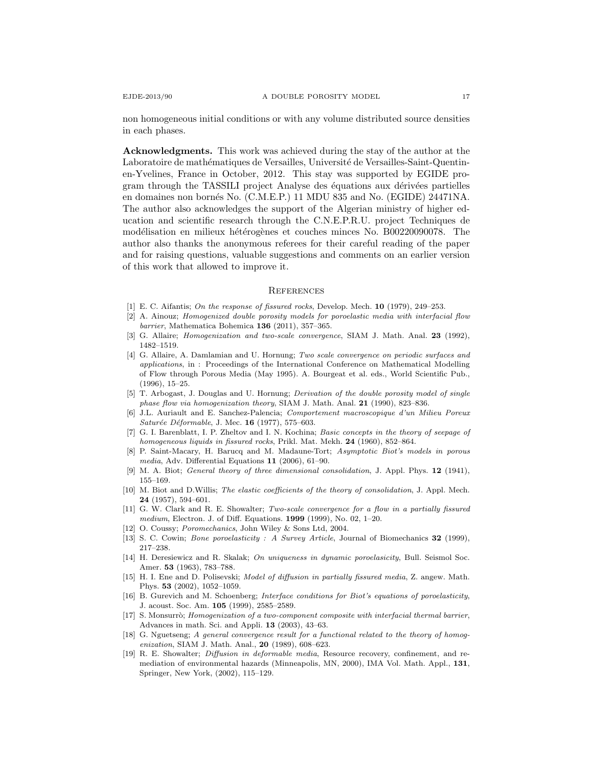non homogeneous initial conditions or with any volume distributed source densities in each phases.

**Acknowledgments.** This work was achieved during the stay of the author at the Laboratoire de mathématiques de Versailles, Université de Versailles-Saint-Quentin-en-Yvelines, France in October, 2012. This stay was supported by EGIDE program through the TASSILI project Analyse des équations aux dérivées partielles en domaines non bornés No. (C.M.E.P.) 11 MDU 835 and No. (EGIDE) 24471NA. The author also acknowledges the support of the Algerian ministry of higher education and scientific research through the C.N.E.P.R.U. project Techniques de modélisation en milieux hétérogènes et couches minces No. B00220090078. The author also thanks the anonymous referees for their careful reading of the paper and for raising questions, valuable suggestions and comments on an earlier version of this work that allowed to improve it.

## References

[1] E. C. Aifantis; *On the response of fissured rocks*, Develop. Mech. **10** (1979), 249–253.

[2] A. Ainouz; *Homogenized double porosity models for poroelastic media with interfacial flow barrier*, Mathematica Bohemica **136** (2011), 357–365.

[3] G. Allaire; *Homogenization and two-scale convergence*, SIAM J. Math. Anal. **23** (1992), 1482–1519.

[4] G. Allaire, A. Damlamian and U. Hornung; *Two scale convergence on periodic surfaces and applications*, in : Proceedings of the International Conference on Mathematical Modelling of Flow through Porous Media (May 1995). A. Bourgeat et al. eds., World Scientific Pub., (1996), 15–25.

[5] T. Arbogast, J. Douglas and U. Hornung; *Derivation of the double porosity model of single phase flow via homogenization theory*, SIAM J. Math. Anal. **21** (1990), 823–836.

[6] J.L. Auriault and E. Sanchez-Palencia; *Comportement macroscopique d'un Milieu Poreux Saturée Déformable*, J. Mec. **16** (1977), 575–603.

[7] G. I. Barenblatt, I. P. Zheltov and I. N. Kochina; *Basic concepts in the theory of seepage of homogeneous liquids in fissured rocks*, Prikl. Mat. Mekh. **24** (1960), 852–864.

[8] P. Saint-Macary, H. Barucq and M. Madaune-Tort; *Asymptotic Biot's models in porous media*, Adv. Differential Equations **11** (2006), 61–90.

[9] M. A. Biot; *General theory of three dimensional consolidation*, J. Appl. Phys. **12** (1941), 155–169.

[10] M. Biot and D.Willis; *The elastic coefficients of the theory of consolidation*, J. Appl. Mech. **24** (1957), 594–601.

[11] G. W. Clark and R. E. Showalter; *Two-scale convergence for a flow in a partially fissured medium*, Electron. J. of Diff. Equations. **1999** (1999), No. 02, 1–20.

[12] O. Coussy; *Poromechanics*, John Wiley & Sons Ltd, 2004.

[13] S. C. Cowin; *Bone poroelasticity : A Survey Article*, Journal of Biomechanics **32** (1999), 217–238.

[14] H. Deresiewicz and R. Skalak; *On uniqueness in dynamic poroelasicity*, Bull. Seismol Soc. Amer. **53** (1963), 783–788.

[15] H. I. Ene and D. Polisevski; *Model of diffusion in partially fissured media*, Z. angew. Math. Phys. **53** (2002), 1052–1059.

[16] B. Gurevich and M. Schoenberg; *Interface conditions for Biot's equations of poroelasticity*, J. acoust. Soc. Am. **105** (1999), 2585–2589.

[17] S. Monsurrò; *Homogenization of a two-component composite with interfacial thermal barrier*, Advances in math. Sci. and Appli. **13** (2003), 43–63.

[18] G. Nguetseng; *A general convergence result for a functional related to the theory of homogenization*, SIAM J. Math. Anal., **20** (1989), 608–623.

[19] R. E. Showalter; *Diffusion in deformable media*, Resource recovery, confinement, and remediation of environmental hazards (Minneapolis, MN, 2000), IMA Vol. Math. Appl., **131**, Springer, New York, (2002), 115–129.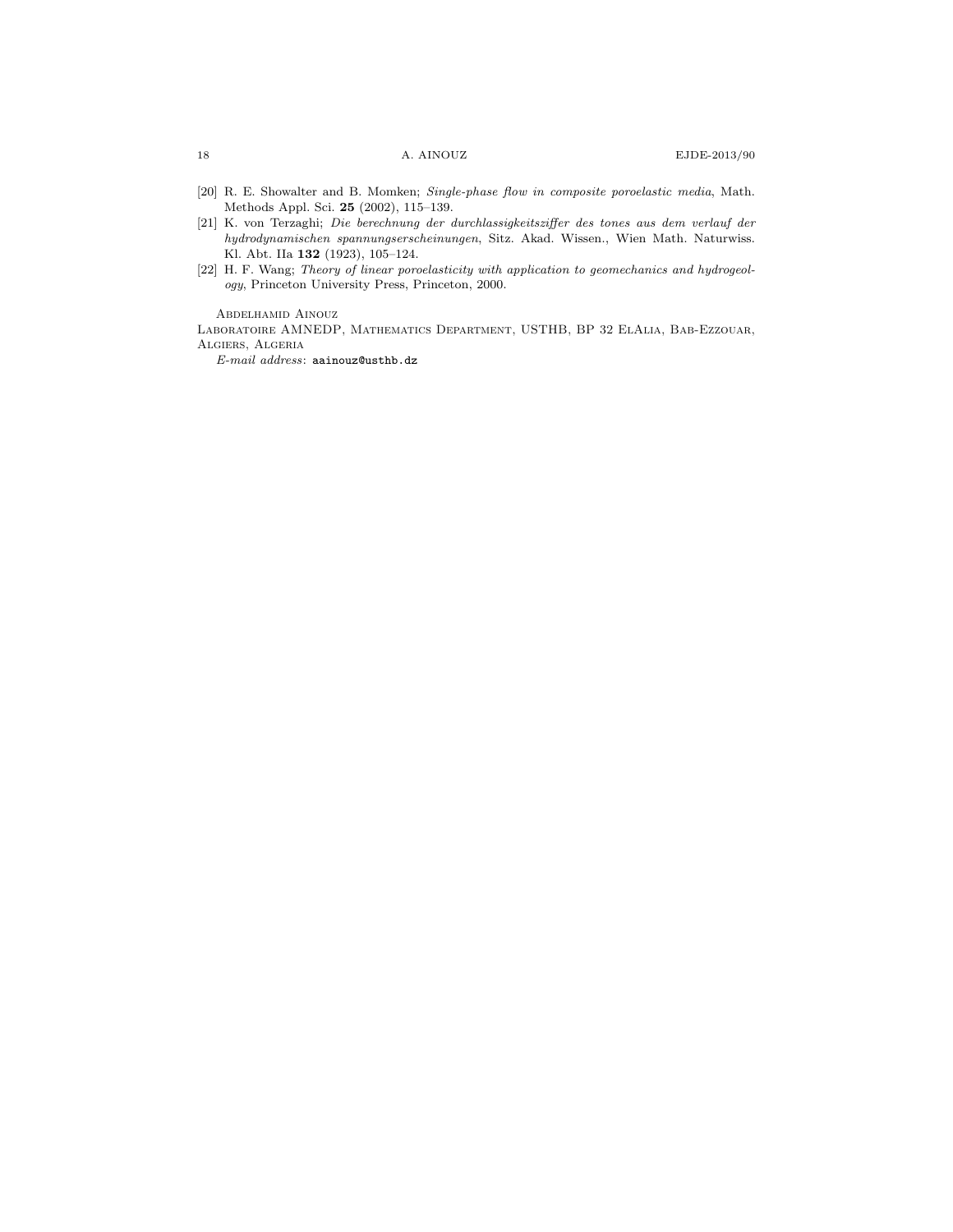[20] R. E. Showalter and B. Momken; *Single-phase flow in composite poroelastic media*, Math. Methods Appl. Sci. **25** (2002), 115–139.

[21] K. von Terzaghi; *Die berechnung der durchlassigkeitsziffer des tones aus dem verlauf der hydrodynamischen spannungserscheinungen*, Sitz. Akad. Wissen., Wien Math. Naturwiss. Kl. Abt. IIa **132** (1923), 105–124.

[22] H. F. Wang; *Theory of linear poroelasticity with application to geomechanics and hydrogeology*, Princeton University Press, Princeton, 2000.

Abdelhamid Ainouz

Laboratoire AMNEDP, Mathematics Department, USTHB, BP 32 ElAlia, Bab-Ezzouar, Algiers, Algeria

*E-mail address*: `aainouz@usthb.dz`